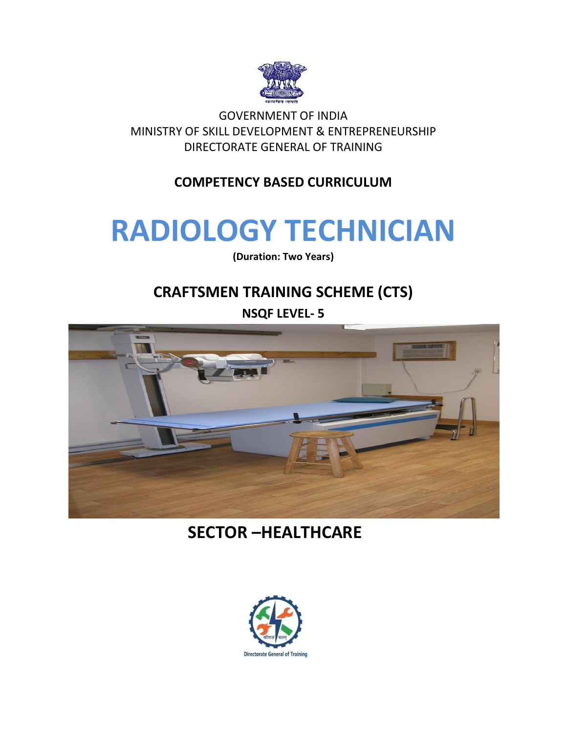GOVERNMENT OF INDIA
MINISTRY OF SKILL DEVELOPMENT & ENTREPRENEURSHIP
DIRECTORATE GENERAL OF TRAINING

**COMPETENCY BASED CURRICULUM**

# RADIOLOGY TECHNICIAN

**(Duration: Two Years)**

## CRAFTSMEN TRAINING SCHEME (CTS)

**NSQF LEVEL- 5**

## SECTOR –HEALTHCARE

Directorate General of Training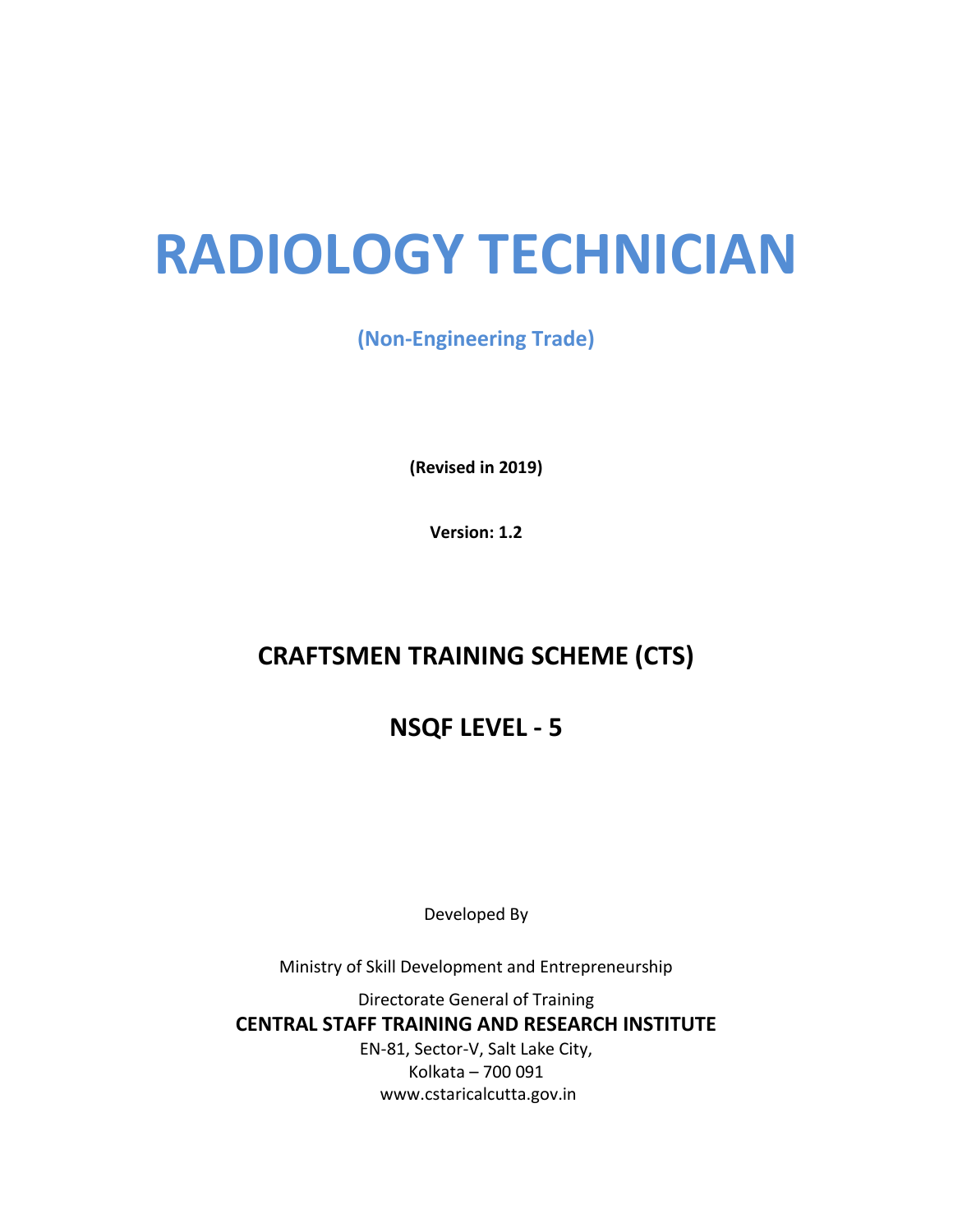# RADIOLOGY TECHNICIAN

**(Non-Engineering Trade)**

**(Revised in 2019)**

**Version: 1.2**

## CRAFTSMEN TRAINING SCHEME (CTS)

## NSQF LEVEL - 5

Developed By

Ministry of Skill Development and Entrepreneurship

Directorate General of Training

**CENTRAL STAFF TRAINING AND RESEARCH INSTITUTE**

EN-81, Sector-V, Salt Lake City,

Kolkata – 700 091

www.cstaricalcutta.gov.in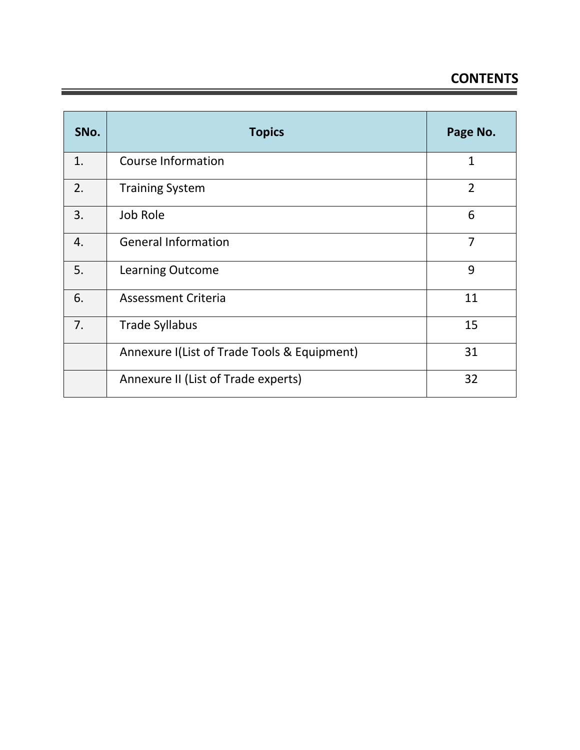# CONTENTS

| SNo. | Topics | Page No. |
|---|---|---|
| 1. | Course Information | 1 |
| 2. | Training System | 2 |
| 3. | Job Role | 6 |
| 4. | General Information | 7 |
| 5. | Learning Outcome | 9 |
| 6. | Assessment Criteria | 11 |
| 7. | Trade Syllabus | 15 |
| | Annexure I(List of Trade Tools & Equipment) | 31 |
| | Annexure II (List of Trade experts) | 32 |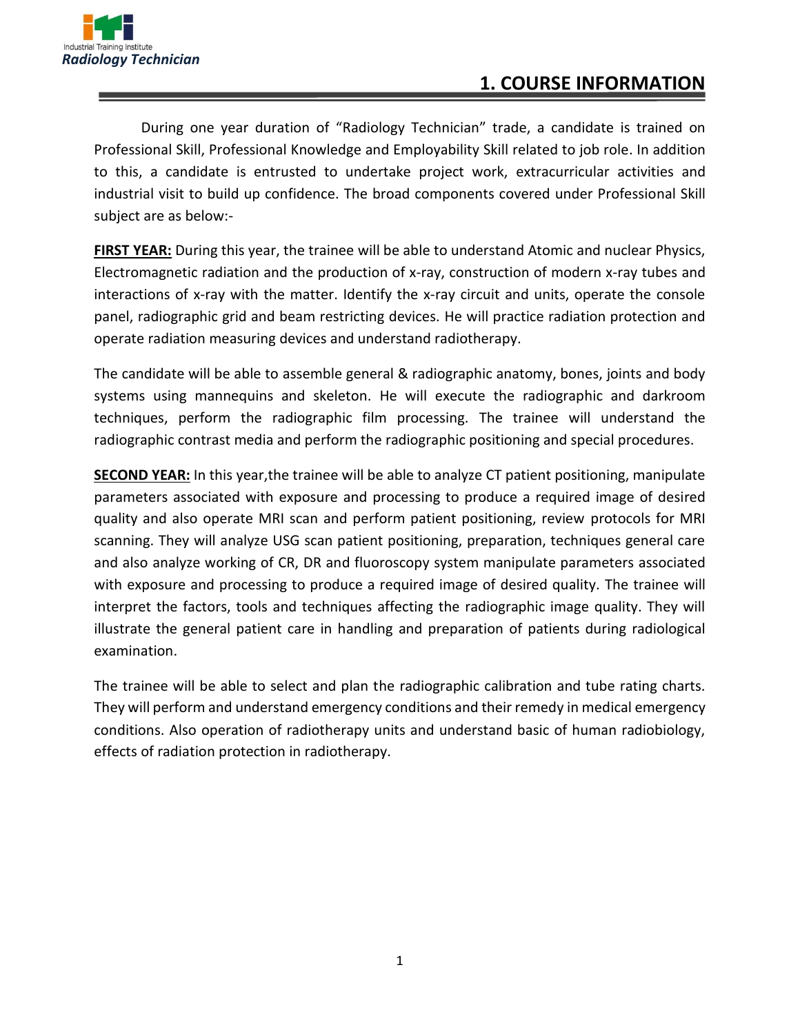# 1. COURSE INFORMATION

During one year duration of "Radiology Technician" trade, a candidate is trained on Professional Skill, Professional Knowledge and Employability Skill related to job role. In addition to this, a candidate is entrusted to undertake project work, extracurricular activities and industrial visit to build up confidence. The broad components covered under Professional Skill subject are as below:-

**FIRST YEAR:** During this year, the trainee will be able to understand Atomic and nuclear Physics, Electromagnetic radiation and the production of x-ray, construction of modern x-ray tubes and interactions of x-ray with the matter. Identify the x-ray circuit and units, operate the console panel, radiographic grid and beam restricting devices. He will practice radiation protection and operate radiation measuring devices and understand radiotherapy.

The candidate will be able to assemble general & radiographic anatomy, bones, joints and body systems using mannequins and skeleton. He will execute the radiographic and darkroom techniques, perform the radiographic film processing. The trainee will understand the radiographic contrast media and perform the radiographic positioning and special procedures.

**SECOND YEAR:** In this year,the trainee will be able to analyze CT patient positioning, manipulate parameters associated with exposure and processing to produce a required image of desired quality and also operate MRI scan and perform patient positioning, review protocols for MRI scanning. They will analyze USG scan patient positioning, preparation, techniques general care and also analyze working of CR, DR and fluoroscopy system manipulate parameters associated with exposure and processing to produce a required image of desired quality. The trainee will interpret the factors, tools and techniques affecting the radiographic image quality. They will illustrate the general patient care in handling and preparation of patients during radiological examination.

The trainee will be able to select and plan the radiographic calibration and tube rating charts. They will perform and understand emergency conditions and their remedy in medical emergency conditions. Also operation of radiotherapy units and understand basic of human radiobiology, effects of radiation protection in radiotherapy.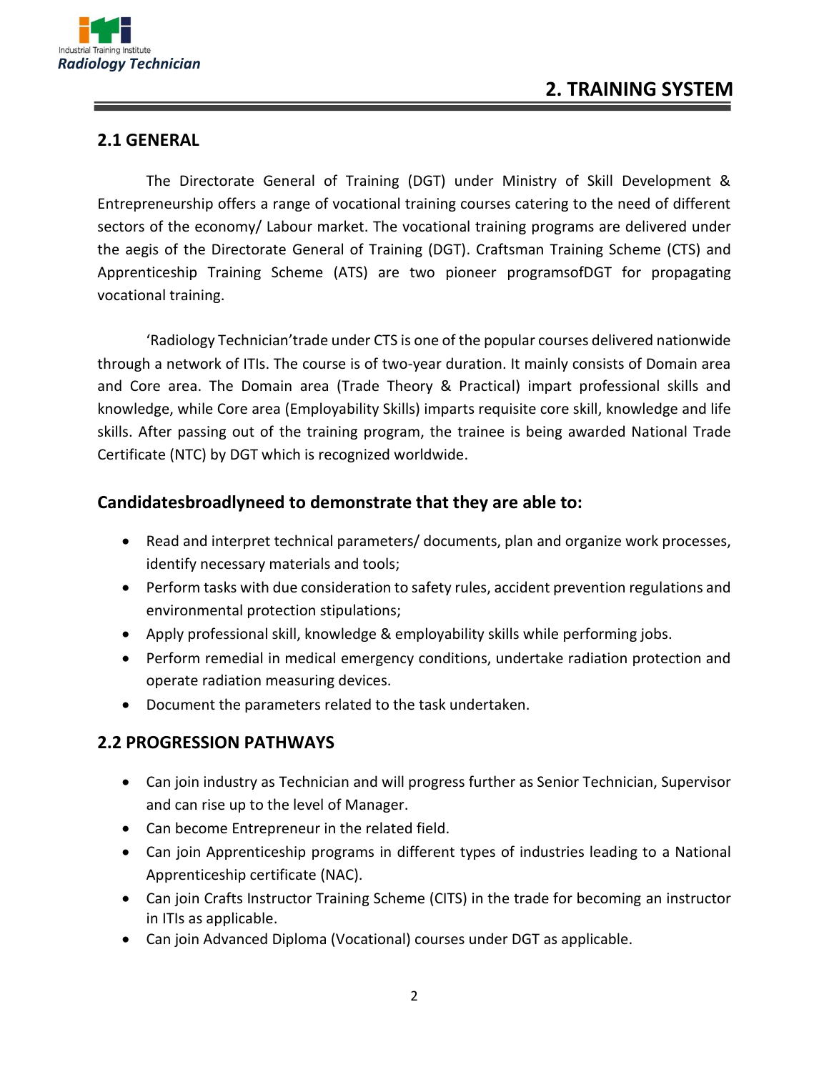# 2. TRAINING SYSTEM

## 2.1 GENERAL

The Directorate General of Training (DGT) under Ministry of Skill Development & Entrepreneurship offers a range of vocational training courses catering to the need of different sectors of the economy/ Labour market. The vocational training programs are delivered under the aegis of the Directorate General of Training (DGT). Craftsman Training Scheme (CTS) and Apprenticeship Training Scheme (ATS) are two pioneer programsofDGT for propagating vocational training.

'Radiology Technician'trade under CTS is one of the popular courses delivered nationwide through a network of ITIs. The course is of two-year duration. It mainly consists of Domain area and Core area. The Domain area (Trade Theory & Practical) impart professional skills and knowledge, while Core area (Employability Skills) imparts requisite core skill, knowledge and life skills. After passing out of the training program, the trainee is being awarded National Trade Certificate (NTC) by DGT which is recognized worldwide.

### Candidatesbroadlyneed to demonstrate that they are able to:

- Read and interpret technical parameters/ documents, plan and organize work processes, identify necessary materials and tools;
- Perform tasks with due consideration to safety rules, accident prevention regulations and environmental protection stipulations;
- Apply professional skill, knowledge & employability skills while performing jobs.
- Perform remedial in medical emergency conditions, undertake radiation protection and operate radiation measuring devices.
- Document the parameters related to the task undertaken.

## 2.2 PROGRESSION PATHWAYS

- Can join industry as Technician and will progress further as Senior Technician, Supervisor and can rise up to the level of Manager.
- Can become Entrepreneur in the related field.
- Can join Apprenticeship programs in different types of industries leading to a National Apprenticeship certificate (NAC).
- Can join Crafts Instructor Training Scheme (CITS) in the trade for becoming an instructor in ITIs as applicable.
- Can join Advanced Diploma (Vocational) courses under DGT as applicable.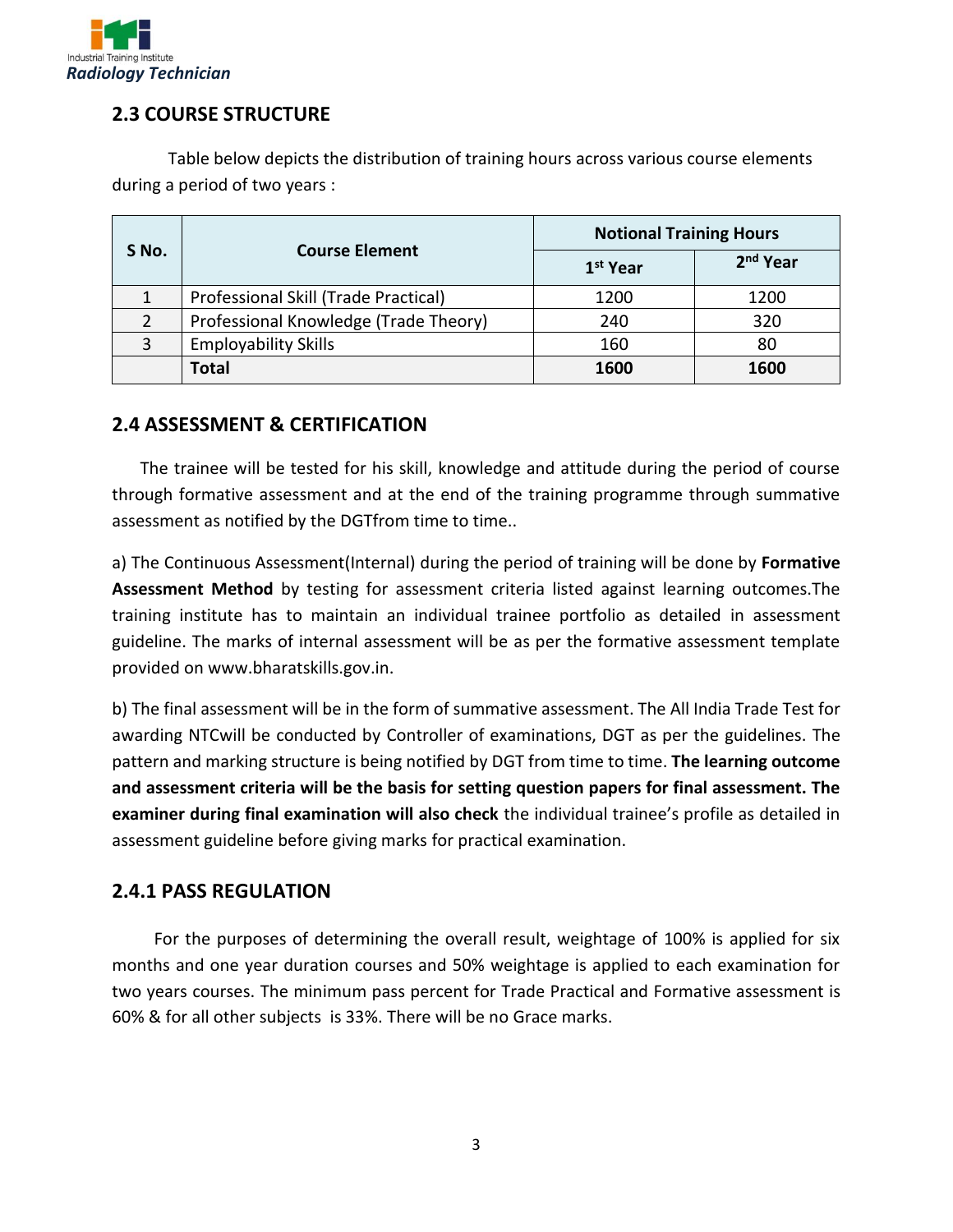## 2.3 COURSE STRUCTURE

Table below depicts the distribution of training hours across various course elements during a period of two years :

| S No. | Course Element | Notional Training Hours | |
|---|---|---|---|
| | | 1st Year | 2nd Year |
| 1 | Professional Skill (Trade Practical) | 1200 | 1200 |
| 2 | Professional Knowledge (Trade Theory) | 240 | 320 |
| 3 | Employability Skills | 160 | 80 |
| | **Total** | **1600** | **1600** |

## 2.4 ASSESSMENT & CERTIFICATION

The trainee will be tested for his skill, knowledge and attitude during the period of course through formative assessment and at the end of the training programme through summative assessment as notified by the DGTfrom time to time..

a) The Continuous Assessment(Internal) during the period of training will be done by **Formative Assessment Method** by testing for assessment criteria listed against learning outcomes.The training institute has to maintain an individual trainee portfolio as detailed in assessment guideline. The marks of internal assessment will be as per the formative assessment template provided on www.bharatskills.gov.in.

b) The final assessment will be in the form of summative assessment. The All India Trade Test for awarding NTCwill be conducted by Controller of examinations, DGT as per the guidelines. The pattern and marking structure is being notified by DGT from time to time. **The learning outcome and assessment criteria will be the basis for setting question papers for final assessment. The examiner during final examination will also check** the individual trainee's profile as detailed in assessment guideline before giving marks for practical examination.

### 2.4.1 PASS REGULATION

For the purposes of determining the overall result, weightage of 100% is applied for six months and one year duration courses and 50% weightage is applied to each examination for two years courses. The minimum pass percent for Trade Practical and Formative assessment is 60% & for all other subjects is 33%. There will be no Grace marks.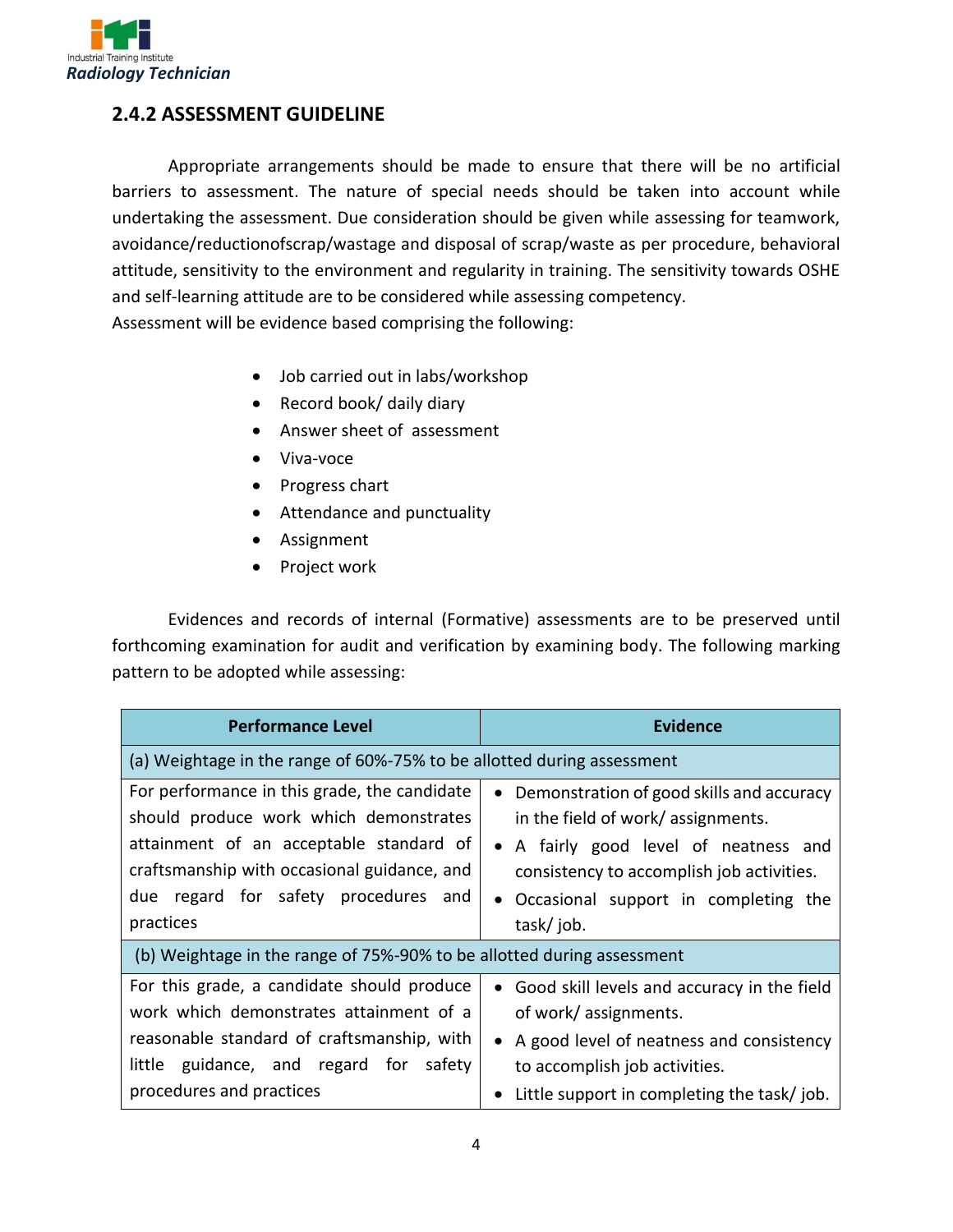## 2.4.2 ASSESSMENT GUIDELINE

Appropriate arrangements should be made to ensure that there will be no artificial barriers to assessment. The nature of special needs should be taken into account while undertaking the assessment. Due consideration should be given while assessing for teamwork, avoidance/reductionofscrap/wastage and disposal of scrap/waste as per procedure, behavioral attitude, sensitivity to the environment and regularity in training. The sensitivity towards OSHE and self-learning attitude are to be considered while assessing competency.

Assessment will be evidence based comprising the following:

- Job carried out in labs/workshop
- Record book/ daily diary
- Answer sheet of assessment
- Viva-voce
- Progress chart
- Attendance and punctuality
- Assignment
- Project work

Evidences and records of internal (Formative) assessments are to be preserved until forthcoming examination for audit and verification by examining body. The following marking pattern to be adopted while assessing:

| Performance Level | Evidence |
|---|---|
| (a) Weightage in the range of 60%-75% to be allotted during assessment | |
| For performance in this grade, the candidate should produce work which demonstrates attainment of an acceptable standard of craftsmanship with occasional guidance, and due regard for safety procedures and practices | • Demonstration of good skills and accuracy in the field of work/ assignments.<br>• A fairly good level of neatness and consistency to accomplish job activities.<br>• Occasional support in completing the task/ job. |
| (b) Weightage in the range of 75%-90% to be allotted during assessment | |
| For this grade, a candidate should produce work which demonstrates attainment of a reasonable standard of craftsmanship, with little guidance, and regard for safety procedures and practices | • Good skill levels and accuracy in the field of work/ assignments.<br>• A good level of neatness and consistency to accomplish job activities.<br>• Little support in completing the task/ job. |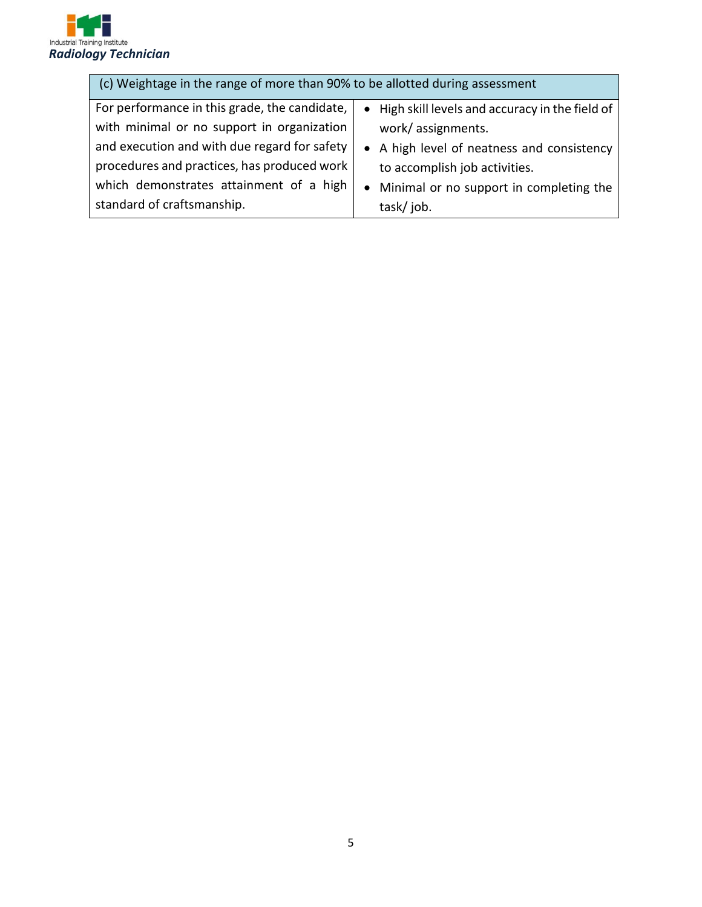| (c) Weightage in the range of more than 90% to be allotted during assessment | |
|---|---|
| For performance in this grade, the candidate, with minimal or no support in organization and execution and with due regard for safety procedures and practices, has produced work which demonstrates attainment of a high standard of craftsmanship. | • High skill levels and accuracy in the field of work/ assignments.<br>• A high level of neatness and consistency to accomplish job activities.<br>• Minimal or no support in completing the task/ job. |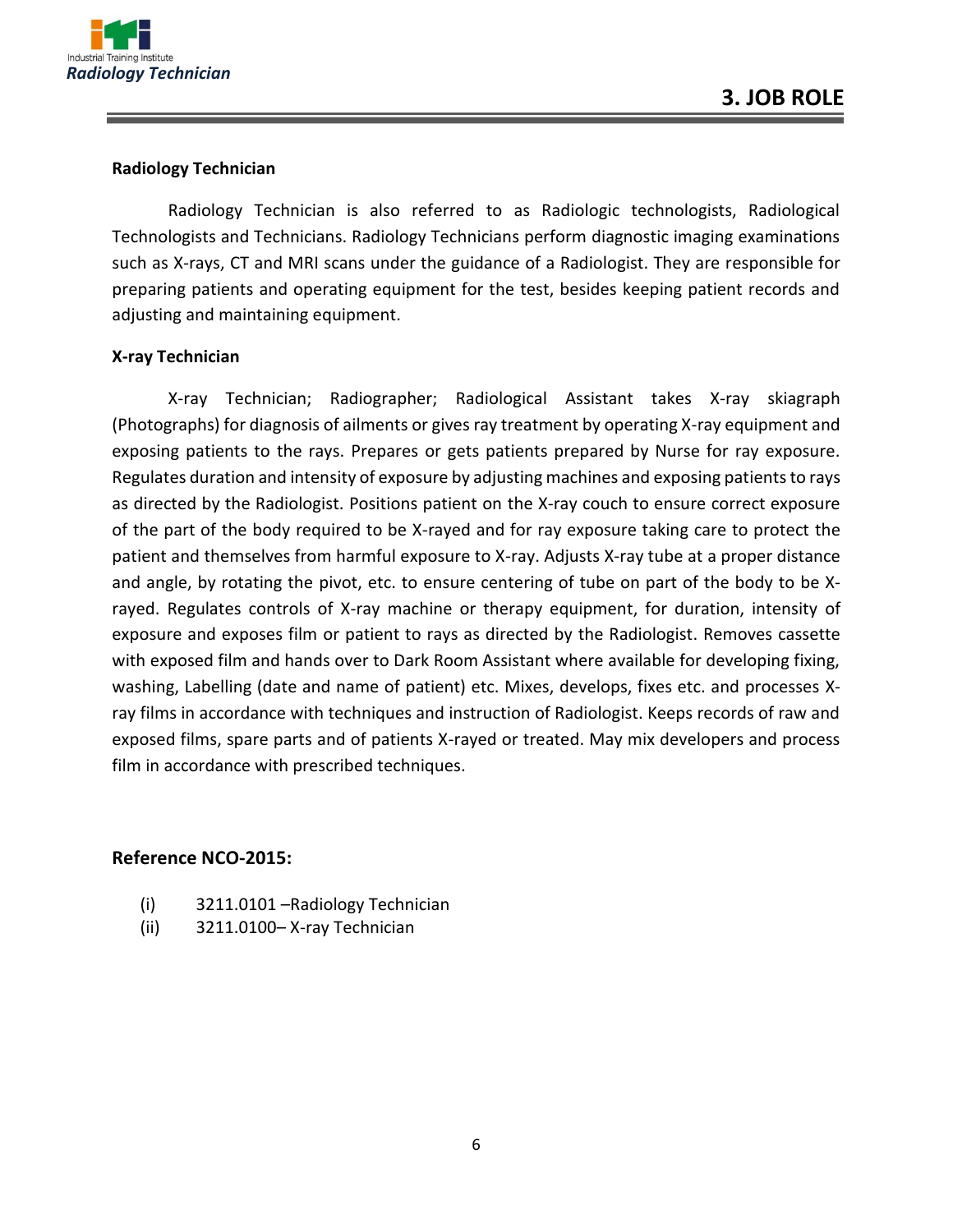# 3. JOB ROLE

**Radiology Technician**

Radiology Technician is also referred to as Radiologic technologists, Radiological Technologists and Technicians. Radiology Technicians perform diagnostic imaging examinations such as X-rays, CT and MRI scans under the guidance of a Radiologist. They are responsible for preparing patients and operating equipment for the test, besides keeping patient records and adjusting and maintaining equipment.

**X-ray Technician**

X-ray Technician; Radiographer; Radiological Assistant takes X-ray skiagraph (Photographs) for diagnosis of ailments or gives ray treatment by operating X-ray equipment and exposing patients to the rays. Prepares or gets patients prepared by Nurse for ray exposure. Regulates duration and intensity of exposure by adjusting machines and exposing patients to rays as directed by the Radiologist. Positions patient on the X-ray couch to ensure correct exposure of the part of the body required to be X-rayed and for ray exposure taking care to protect the patient and themselves from harmful exposure to X-ray. Adjusts X-ray tube at a proper distance and angle, by rotating the pivot, etc. to ensure centering of tube on part of the body to be X-rayed. Regulates controls of X-ray machine or therapy equipment, for duration, intensity of exposure and exposes film or patient to rays as directed by the Radiologist. Removes cassette with exposed film and hands over to Dark Room Assistant where available for developing fixing, washing, Labelling (date and name of patient) etc. Mixes, develops, fixes etc. and processes X-ray films in accordance with techniques and instruction of Radiologist. Keeps records of raw and exposed films, spare parts and of patients X-rayed or treated. May mix developers and process film in accordance with prescribed techniques.

**Reference NCO-2015:**

(i) 3211.0101 –Radiology Technician
(ii) 3211.0100– X-ray Technician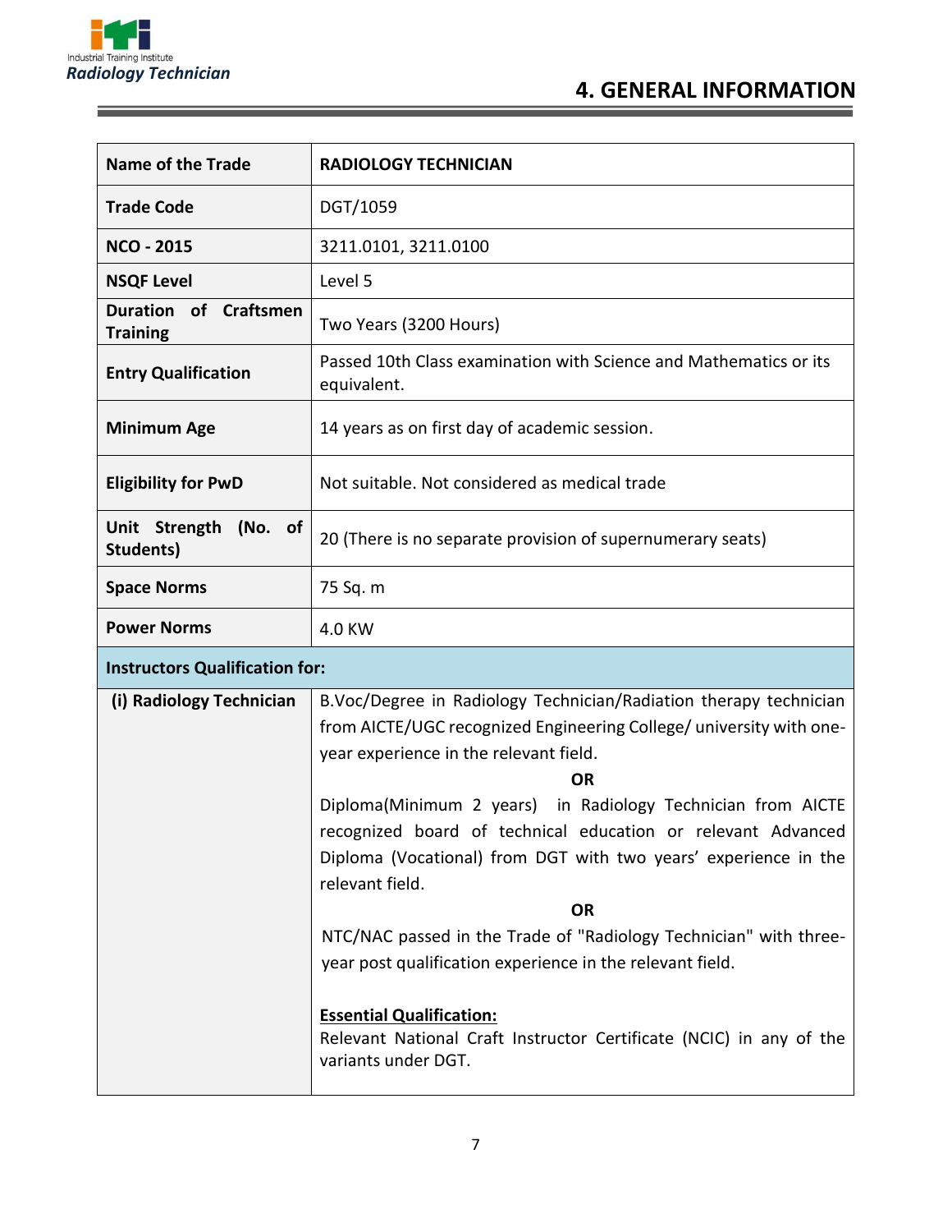# 4. GENERAL INFORMATION

| Name of the Trade | RADIOLOGY TECHNICIAN |
|---|---|
| Trade Code | DGT/1059 |
| NCO - 2015 | 3211.0101, 3211.0100 |
| NSQF Level | Level 5 |
| Duration of Craftsmen Training | Two Years (3200 Hours) |
| Entry Qualification | Passed 10th Class examination with Science and Mathematics or its equivalent. |
| Minimum Age | 14 years as on first day of academic session. |
| Eligibility for PwD | Not suitable. Not considered as medical trade |
| Unit Strength (No. of Students) | 20 (There is no separate provision of supernumerary seats) |
| Space Norms | 75 Sq. m |
| Power Norms | 4.0 KW |
| **Instructors Qualification for:** | |
| (i) Radiology Technician | B.Voc/Degree in Radiology Technician/Radiation therapy technician from AICTE/UGC recognized Engineering College/ university with one-year experience in the relevant field.<br>**OR**<br>Diploma(Minimum 2 years) in Radiology Technician from AICTE recognized board of technical education or relevant Advanced Diploma (Vocational) from DGT with two years' experience in the relevant field.<br>**OR**<br>NTC/NAC passed in the Trade of "Radiology Technician" with three-year post qualification experience in the relevant field.<br><br>**Essential Qualification:**<br>Relevant National Craft Instructor Certificate (NCIC) in any of the variants under DGT. |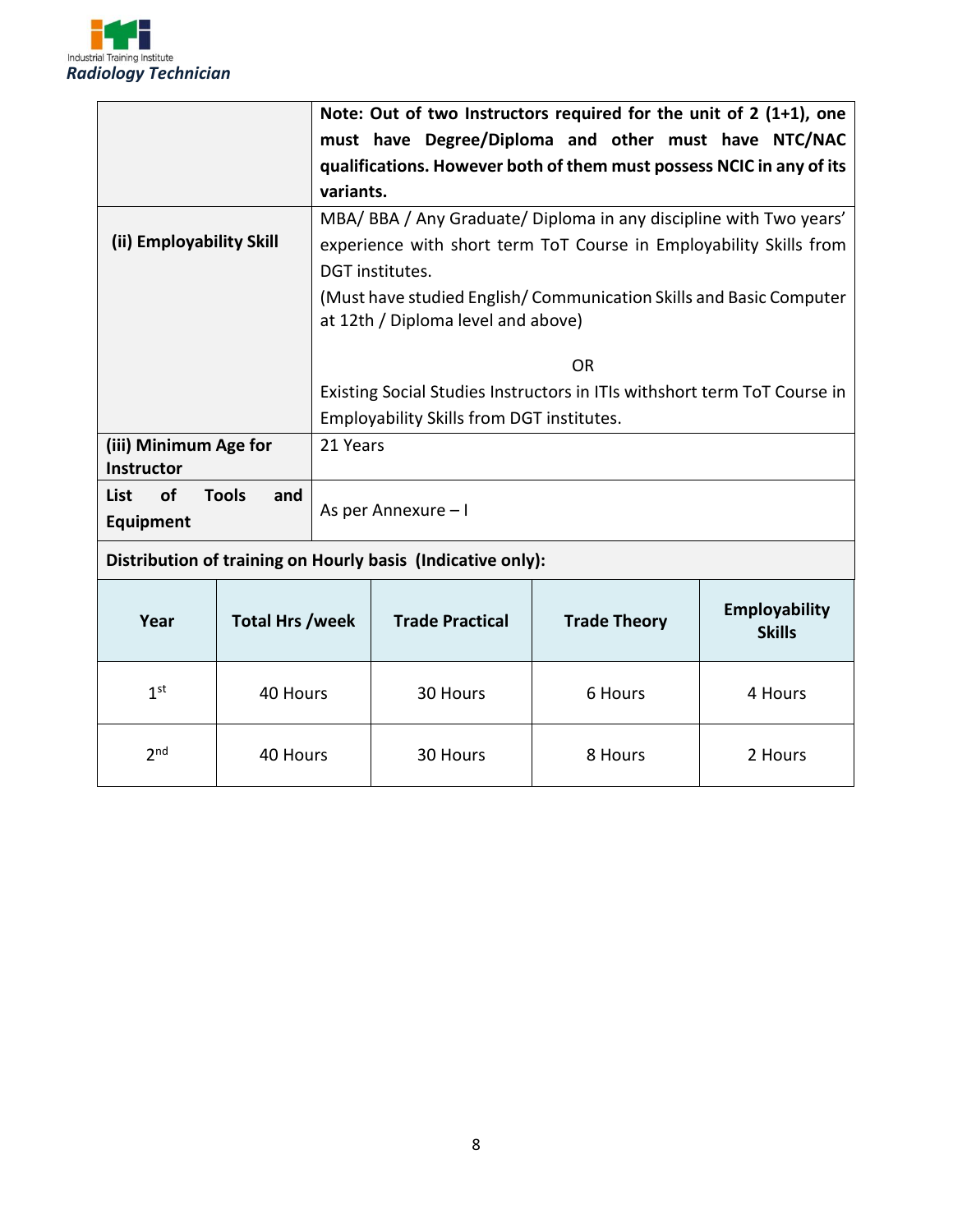| | |
|---|---|
| | **Note: Out of two Instructors required for the unit of 2 (1+1), one must have Degree/Diploma and other must have NTC/NAC qualifications. However both of them must possess NCIC in any of its variants.** |
| **(ii) Employability Skill** | MBA/ BBA / Any Graduate/ Diploma in any discipline with Two years' experience with short term ToT Course in Employability Skills from DGT institutes.<br>(Must have studied English/ Communication Skills and Basic Computer at 12th / Diploma level and above)<br><br>OR<br><br>Existing Social Studies Instructors in ITIs withshort term ToT Course in Employability Skills from DGT institutes. |
| **(iii) Minimum Age for Instructor** | 21 Years |
| **List of Tools and Equipment** | As per Annexure – I |

**Distribution of training on Hourly basis (Indicative only):**

| Year | Total Hrs /week | Trade Practical | Trade Theory | Employability Skills |
|---|---|---|---|---|
| 1st | 40 Hours | 30 Hours | 6 Hours | 4 Hours |
| 2nd | 40 Hours | 30 Hours | 8 Hours | 2 Hours |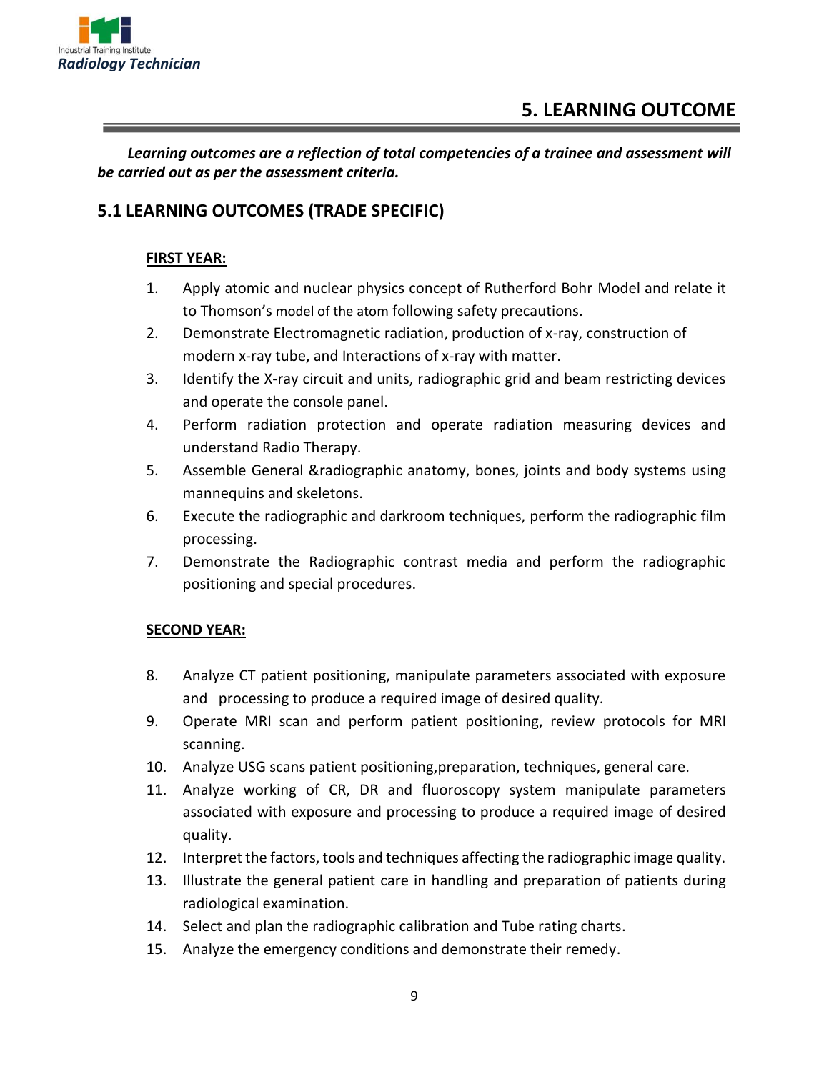# 5. LEARNING OUTCOME

***Learning outcomes are a reflection of total competencies of a trainee and assessment will be carried out as per the assessment criteria.***

## 5.1 LEARNING OUTCOMES (TRADE SPECIFIC)

**FIRST YEAR:**

1. Apply atomic and nuclear physics concept of Rutherford Bohr Model and relate it to Thomson's model of the atom following safety precautions.
2. Demonstrate Electromagnetic radiation, production of x-ray, construction of modern x-ray tube, and Interactions of x-ray with matter.
3. Identify the X-ray circuit and units, radiographic grid and beam restricting devices and operate the console panel.
4. Perform radiation protection and operate radiation measuring devices and understand Radio Therapy.
5. Assemble General &radiographic anatomy, bones, joints and body systems using mannequins and skeletons.
6. Execute the radiographic and darkroom techniques, perform the radiographic film processing.
7. Demonstrate the Radiographic contrast media and perform the radiographic positioning and special procedures.

**SECOND YEAR:**

8. Analyze CT patient positioning, manipulate parameters associated with exposure and processing to produce a required image of desired quality.
9. Operate MRI scan and perform patient positioning, review protocols for MRI scanning.
10. Analyze USG scans patient positioning,preparation, techniques, general care.
11. Analyze working of CR, DR and fluoroscopy system manipulate parameters associated with exposure and processing to produce a required image of desired quality.
12. Interpret the factors, tools and techniques affecting the radiographic image quality.
13. Illustrate the general patient care in handling and preparation of patients during radiological examination.
14. Select and plan the radiographic calibration and Tube rating charts.
15. Analyze the emergency conditions and demonstrate their remedy.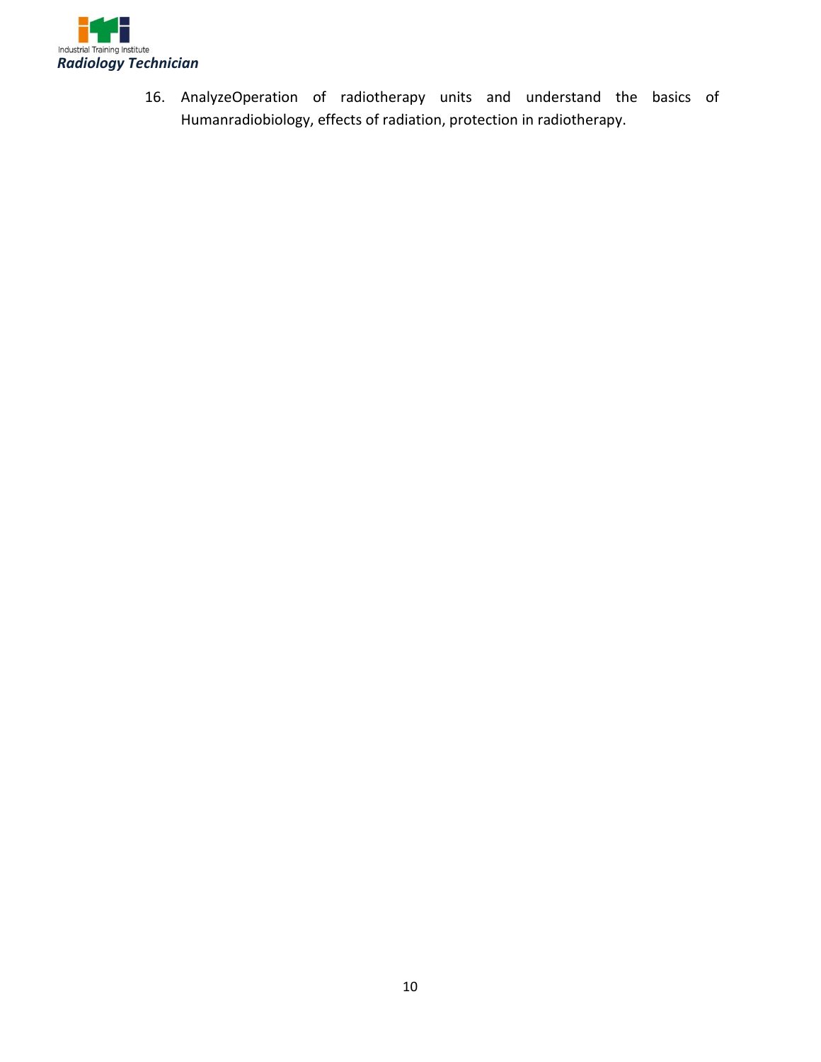16. AnalyzeOperation of radiotherapy units and understand the basics of Humanradiobiology, effects of radiation, protection in radiotherapy.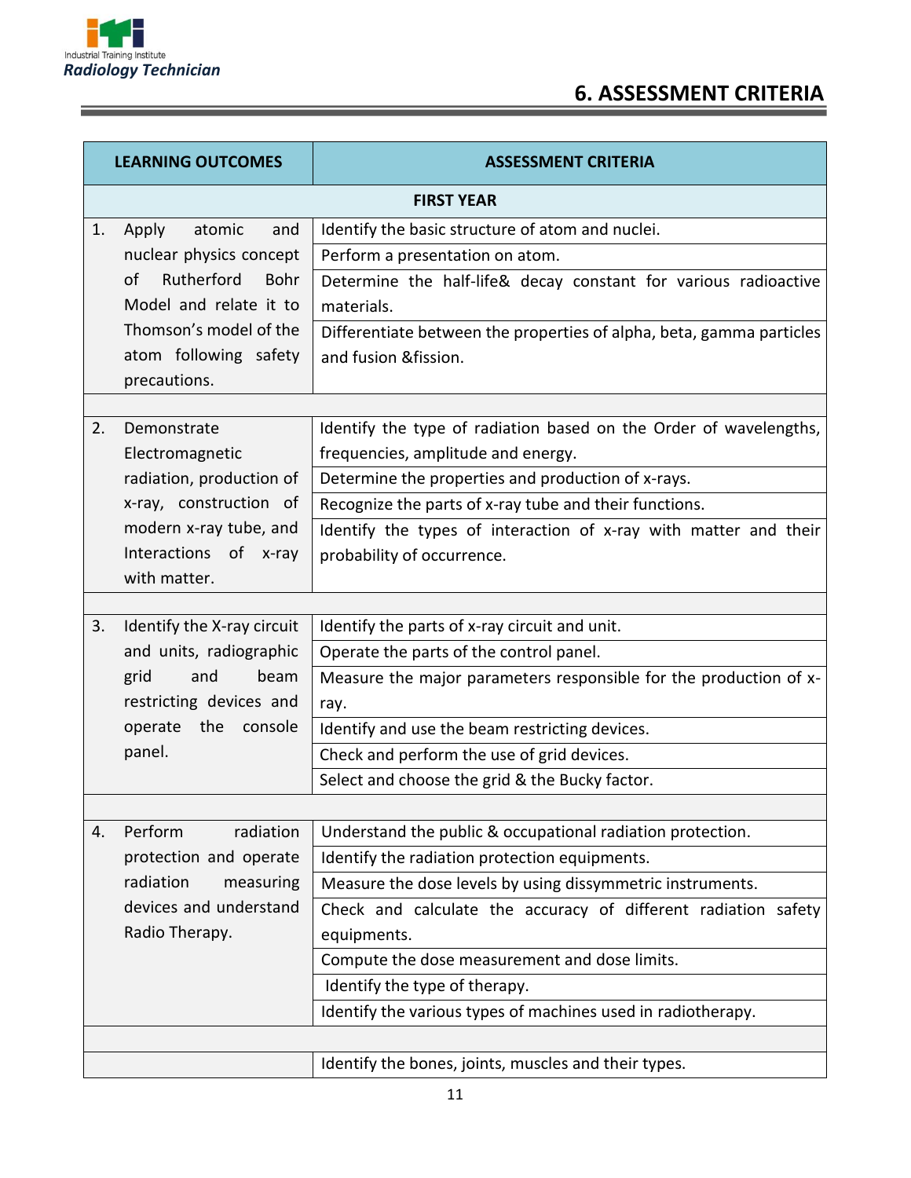## 6. ASSESSMENT CRITERIA

| LEARNING OUTCOMES | ASSESSMENT CRITERIA |
|---|---|
| **FIRST YEAR** | |
| 1. Apply atomic and nuclear physics concept of Rutherford Bohr Model and relate it to Thomson's model of the atom following safety precautions. | Identify the basic structure of atom and nuclei. |
| | Perform a presentation on atom. |
| | Determine the half-life& decay constant for various radioactive materials. |
| | Differentiate between the properties of alpha, beta, gamma particles and fusion &fission. |
| | |
| 2. Demonstrate Electromagnetic radiation, production of x-ray, construction of modern x-ray tube, and Interactions of x-ray with matter. | Identify the type of radiation based on the Order of wavelengths, frequencies, amplitude and energy. |
| | Determine the properties and production of x-rays. |
| | Recognize the parts of x-ray tube and their functions. |
| | Identify the types of interaction of x-ray with matter and their probability of occurrence. |
| | |
| 3. Identify the X-ray circuit and units, radiographic grid and beam restricting devices and operate the console panel. | Identify the parts of x-ray circuit and unit. |
| | Operate the parts of the control panel. |
| | Measure the major parameters responsible for the production of x-ray. |
| | Identify and use the beam restricting devices. |
| | Check and perform the use of grid devices. |
| | Select and choose the grid & the Bucky factor. |
| | |
| 4. Perform radiation protection and operate radiation measuring devices and understand Radio Therapy. | Understand the public & occupational radiation protection. |
| | Identify the radiation protection equipments. |
| | Measure the dose levels by using dissymmetric instruments. |
| | Check and calculate the accuracy of different radiation safety equipments. |
| | Compute the dose measurement and dose limits. |
| | Identify the type of therapy. |
| | Identify the various types of machines used in radiotherapy. |
| | |
| | Identify the bones, joints, muscles and their types. |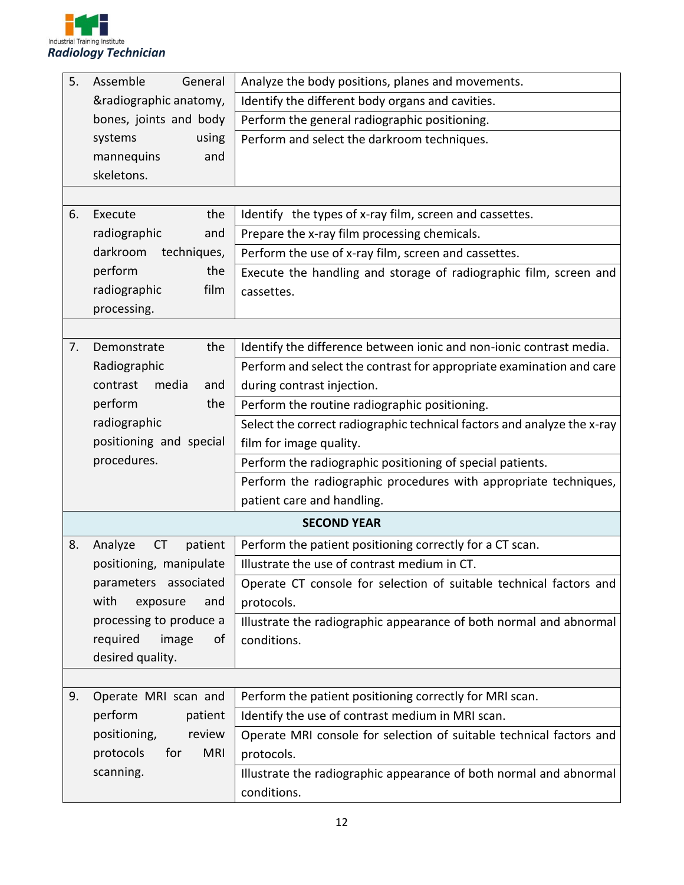| | | |
|---|---|---|
| 5. | Assemble General &radiographic anatomy, bones, joints and body systems using mannequins and skeletons. | Analyze the body positions, planes and movements. |
| | | Identify the different body organs and cavities. |
| | | Perform the general radiographic positioning. |
| | | Perform and select the darkroom techniques. |
| | | |
| 6. | Execute the radiographic and darkroom techniques, perform the radiographic film processing. | Identify the types of x-ray film, screen and cassettes. |
| | | Prepare the x-ray film processing chemicals. |
| | | Perform the use of x-ray film, screen and cassettes. |
| | | Execute the handling and storage of radiographic film, screen and cassettes. |
| | | |
| 7. | Demonstrate the Radiographic contrast media and perform the radiographic positioning and special procedures. | Identify the difference between ionic and non-ionic contrast media. |
| | | Perform and select the contrast for appropriate examination and care during contrast injection. |
| | | Perform the routine radiographic positioning. |
| | | Select the correct radiographic technical factors and analyze the x-ray film for image quality. |
| | | Perform the radiographic positioning of special patients. |
| | | Perform the radiographic procedures with appropriate techniques, patient care and handling. |
| | **SECOND YEAR** | |
| 8. | Analyze CT patient positioning, manipulate parameters associated with exposure and processing to produce a required image of desired quality. | Perform the patient positioning correctly for a CT scan. |
| | | Illustrate the use of contrast medium in CT. |
| | | Operate CT console for selection of suitable technical factors and protocols. |
| | | Illustrate the radiographic appearance of both normal and abnormal conditions. |
| | | |
| 9. | Operate MRI scan and perform patient positioning, review protocols for MRI scanning. | Perform the patient positioning correctly for MRI scan. |
| | | Identify the use of contrast medium in MRI scan. |
| | | Operate MRI console for selection of suitable technical factors and protocols. |
| | | Illustrate the radiographic appearance of both normal and abnormal conditions. |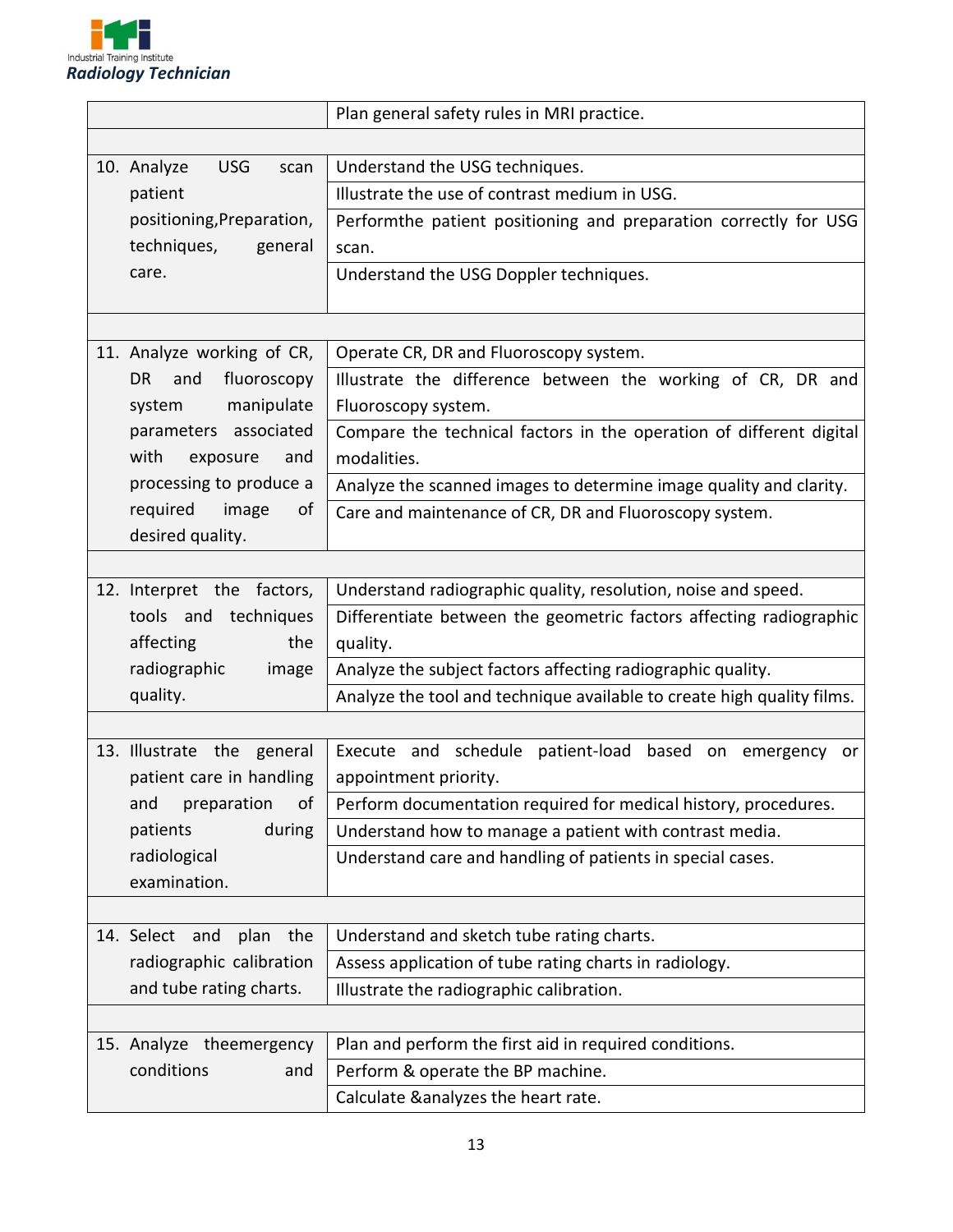| | |
|---|---|
| | Plan general safety rules in MRI practice. |
| | |
| 10. Analyze USG scan patient positioning,Preparation, techniques, general care. | Understand the USG techniques. |
| | Illustrate the use of contrast medium in USG. |
| | Performthe patient positioning and preparation correctly for USG scan. |
| | Understand the USG Doppler techniques. |
| | |
| 11. Analyze working of CR, DR and fluoroscopy system manipulate parameters associated with exposure and processing to produce a required image of desired quality. | Operate CR, DR and Fluoroscopy system. |
| | Illustrate the difference between the working of CR, DR and Fluoroscopy system. |
| | Compare the technical factors in the operation of different digital modalities. |
| | Analyze the scanned images to determine image quality and clarity. |
| | Care and maintenance of CR, DR and Fluoroscopy system. |
| | |
| 12. Interpret the factors, tools and techniques affecting the radiographic image quality. | Understand radiographic quality, resolution, noise and speed. |
| | Differentiate between the geometric factors affecting radiographic quality. |
| | Analyze the subject factors affecting radiographic quality. |
| | Analyze the tool and technique available to create high quality films. |
| | |
| 13. Illustrate the general patient care in handling and preparation of patients during radiological examination. | Execute and schedule patient-load based on emergency or appointment priority. |
| | Perform documentation required for medical history, procedures. |
| | Understand how to manage a patient with contrast media. |
| | Understand care and handling of patients in special cases. |
| | |
| 14. Select and plan the radiographic calibration and tube rating charts. | Understand and sketch tube rating charts. |
| | Assess application of tube rating charts in radiology. |
| | Illustrate the radiographic calibration. |
| | |
| 15. Analyze theemergency conditions and | Plan and perform the first aid in required conditions. |
| | Perform & operate the BP machine. |
| | Calculate &analyzes the heart rate. |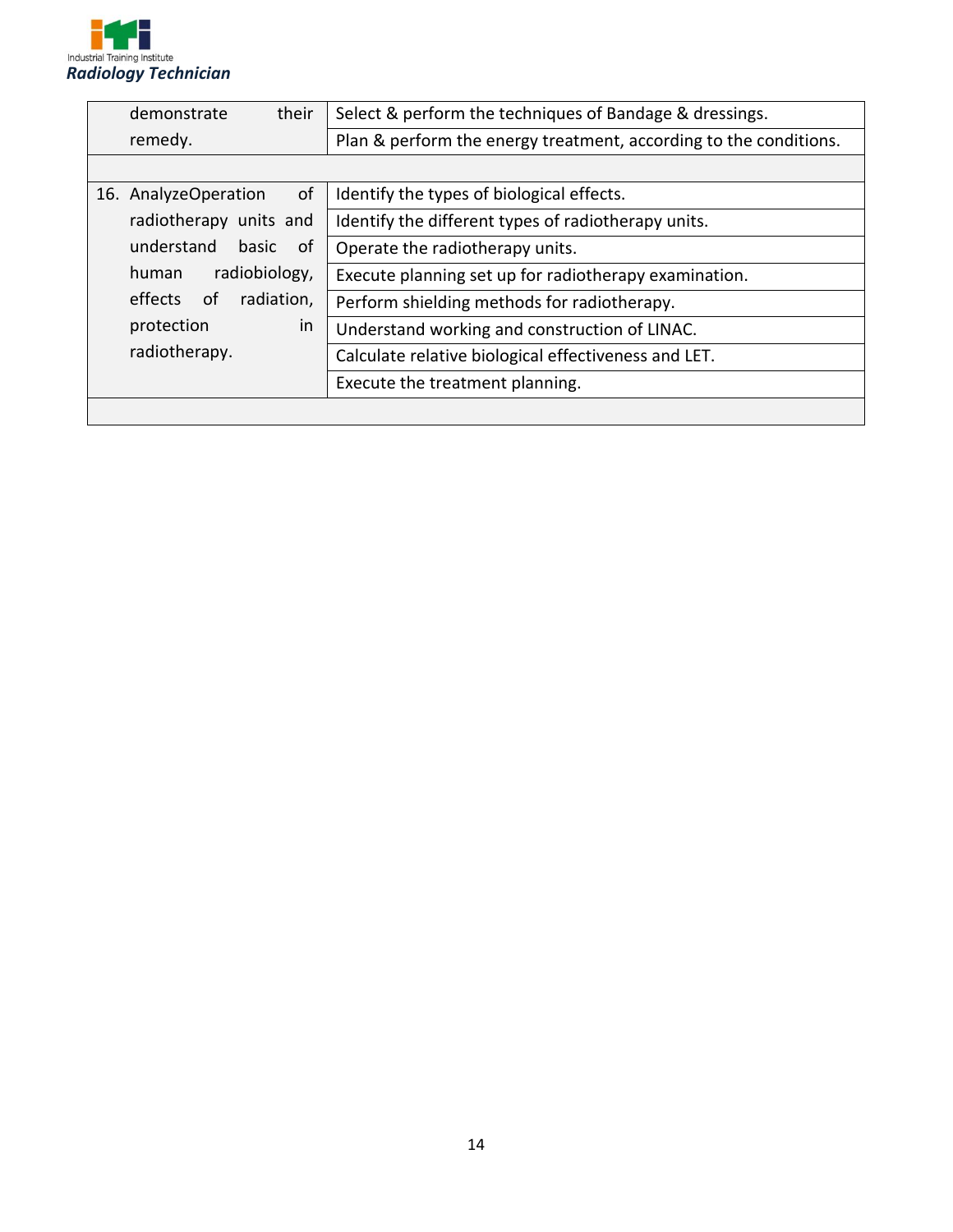| | |
|---|---|
| demonstrate their remedy. | Select & perform the techniques of Bandage & dressings. |
| | Plan & perform the energy treatment, according to the conditions. |
| | |
| 16. AnalyzeOperation of radiotherapy units and understand basic of human radiobiology, effects of radiation, protection in radiotherapy. | Identify the types of biological effects. |
| | Identify the different types of radiotherapy units. |
| | Operate the radiotherapy units. |
| | Execute planning set up for radiotherapy examination. |
| | Perform shielding methods for radiotherapy. |
| | Understand working and construction of LINAC. |
| | Calculate relative biological effectiveness and LET. |
| | Execute the treatment planning. |
| | |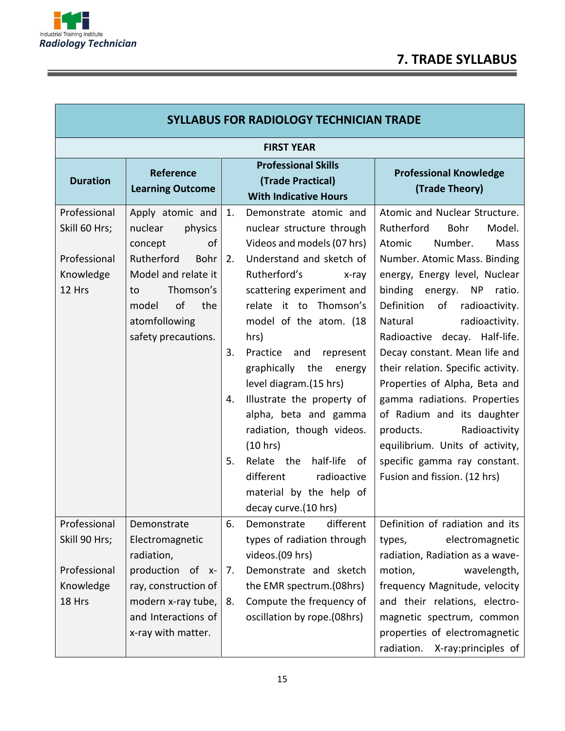# 7. TRADE SYLLABUS

| SYLLABUS FOR RADIOLOGY TECHNICIAN TRADE | | | |
|---|---|---|---|
| **FIRST YEAR** | | | |
| **Duration** | **Reference Learning Outcome** | **Professional Skills (Trade Practical) With Indicative Hours** | **Professional Knowledge (Trade Theory)** |
| Professional Skill 60 Hrs; <br><br> Professional Knowledge 12 Hrs | Apply atomic and nuclear physics concept of Rutherford Bohr Model and relate it to Thomson's model of the atomfollowing safety precautions. | 1. Demonstrate atomic and nuclear structure through Videos and models (07 hrs) <br> 2. Understand and sketch of Rutherford's x-ray scattering experiment and relate it to Thomson's model of the atom. (18 hrs) <br> 3. Practice and represent graphically the energy level diagram.(15 hrs) <br> 4. Illustrate the property of alpha, beta and gamma radiation, though videos. (10 hrs) <br> 5. Relate the half-life of different radioactive material by the help of decay curve.(10 hrs) | Atomic and Nuclear Structure. Rutherford Bohr Model. Atomic Number. Mass Number. Atomic Mass. Binding energy, Energy level, Nuclear binding energy. NP ratio. Definition of radioactivity. Natural radioactivity. Radioactive decay. Half-life. Decay constant. Mean life and their relation. Specific activity. Properties of Alpha, Beta and gamma radiations. Properties of Radium and its daughter products. Radioactivity equilibrium. Units of activity, specific gamma ray constant. Fusion and fission. (12 hrs) |
| Professional Skill 90 Hrs; <br><br> Professional Knowledge 18 Hrs | Demonstrate Electromagnetic radiation, production of x-ray, construction of modern x-ray tube, and Interactions of x-ray with matter. | 6. Demonstrate different types of radiation through videos.(09 hrs) <br> 7. Demonstrate and sketch the EMR spectrum.(08hrs) <br> 8. Compute the frequency of oscillation by rope.(08hrs) | Definition of radiation and its types, electromagnetic radiation, Radiation as a wave-motion, wavelength, frequency Magnitude, velocity and their relations, electro-magnetic spectrum, common properties of electromagnetic radiation. X-ray:principles of |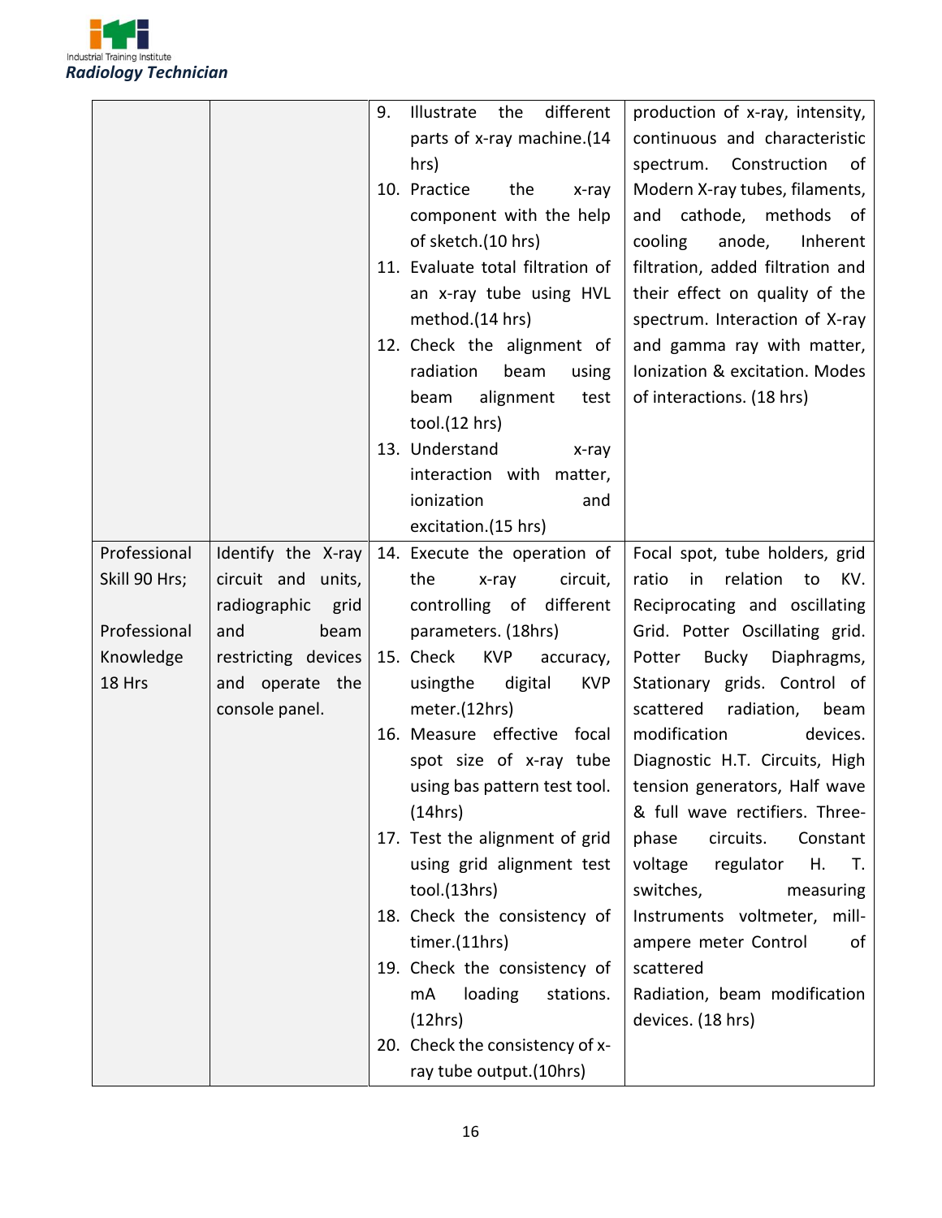| | | | |
|---|---|---|---|
| | | 9. Illustrate the different parts of x-ray machine.(14 hrs)<br>10. Practice the x-ray component with the help of sketch.(10 hrs)<br>11. Evaluate total filtration of an x-ray tube using HVL method.(14 hrs)<br>12. Check the alignment of radiation beam using beam alignment test tool.(12 hrs)<br>13. Understand x-ray interaction with matter, ionization and excitation.(15 hrs) | production of x-ray, intensity, continuous and characteristic spectrum. Construction of Modern X-ray tubes, filaments, and cathode, methods of cooling anode, Inherent filtration, added filtration and their effect on quality of the spectrum. Interaction of X-ray and gamma ray with matter, Ionization & excitation. Modes of interactions. (18 hrs) |
| Professional Skill 90 Hrs;<br><br>Professional Knowledge 18 Hrs | Identify the X-ray circuit and units, radiographic grid and beam restricting devices and operate the console panel. | 14. Execute the operation of the x-ray circuit, controlling of different parameters. (18hrs)<br>15. Check KVP accuracy, usingthe digital KVP meter.(12hrs)<br>16. Measure effective focal spot size of x-ray tube using bas pattern test tool.(14hrs)<br>17. Test the alignment of grid using grid alignment test tool.(13hrs)<br>18. Check the consistency of timer.(11hrs)<br>19. Check the consistency of mA loading stations.(12hrs)<br>20. Check the consistency of x-ray tube output.(10hrs) | Focal spot, tube holders, grid ratio in relation to KV. Reciprocating and oscillating Grid. Potter Oscillating grid. Potter Bucky Diaphragms, Stationary grids. Control of scattered radiation, beam modification devices. Diagnostic H.T. Circuits, High tension generators, Half wave & full wave rectifiers. Three-phase circuits. Constant voltage regulator H. T. switches, measuring Instruments voltmeter, mill-ampere meter Control of scattered Radiation, beam modification devices. (18 hrs) |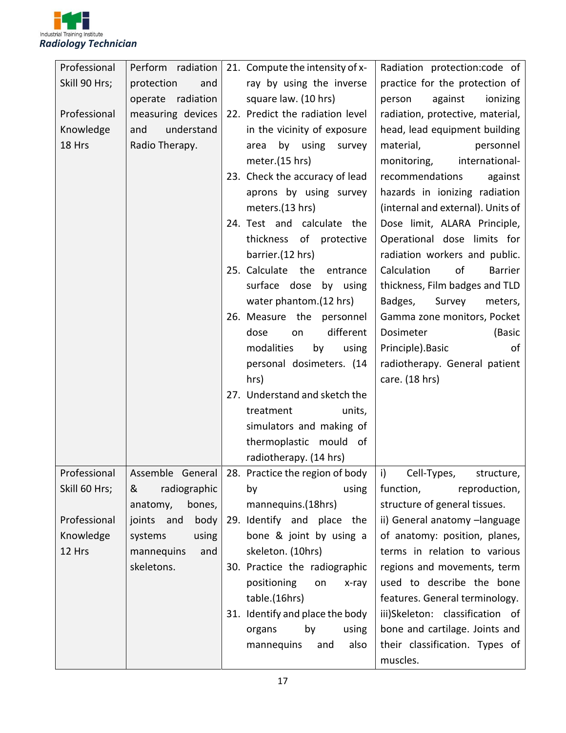| Professional Skill 90 Hrs;<br><br>Professional Knowledge 18 Hrs | Perform radiation protection and operate radiation measuring devices and understand Radio Therapy. | 21. Compute the intensity of x-ray by using the inverse square law. (10 hrs)<br>22. Predict the radiation level in the vicinity of exposure area by using survey meter.(15 hrs)<br>23. Check the accuracy of lead aprons by using survey meters.(13 hrs)<br>24. Test and calculate the thickness of protective barrier.(12 hrs)<br>25. Calculate the entrance surface dose by using water phantom.(12 hrs)<br>26. Measure the personnel dose on different modalities by using personal dosimeters. (14 hrs)<br>27. Understand and sketch the treatment units, simulators and making of thermoplastic mould of radiotherapy. (14 hrs) | Radiation protection:code of practice for the protection of person against ionizing radiation, protective, material, head, lead equipment building material, personnel monitoring, international-recommendations against hazards in ionizing radiation (internal and external). Units of Dose limit, ALARA Principle, Operational dose limits for radiation workers and public. Calculation of Barrier thickness, Film badges and TLD Badges, Survey meters, Gamma zone monitors, Pocket Dosimeter (Basic Principle).Basic of radiotherapy. General patient care. (18 hrs) |
|---|---|---|---|
| Professional Skill 60 Hrs;<br><br>Professional Knowledge 12 Hrs | Assemble General & radiographic anatomy, bones, joints and body systems using mannequins and skeletons. | 28. Practice the region of body by using mannequins.(18hrs)<br>29. Identify and place the bone & joint by using a skeleton. (10hrs)<br>30. Practice the radiographic positioning on x-ray table.(16hrs)<br>31. Identify and place the body organs by using mannequins and also | i) Cell-Types, structure, function, reproduction, structure of general tissues.<br>ii) General anatomy –language of anatomy: position, planes, terms in relation to various regions and movements, term used to describe the bone features. General terminology.<br>iii)Skeleton: classification of bone and cartilage. Joints and their classification. Types of muscles. |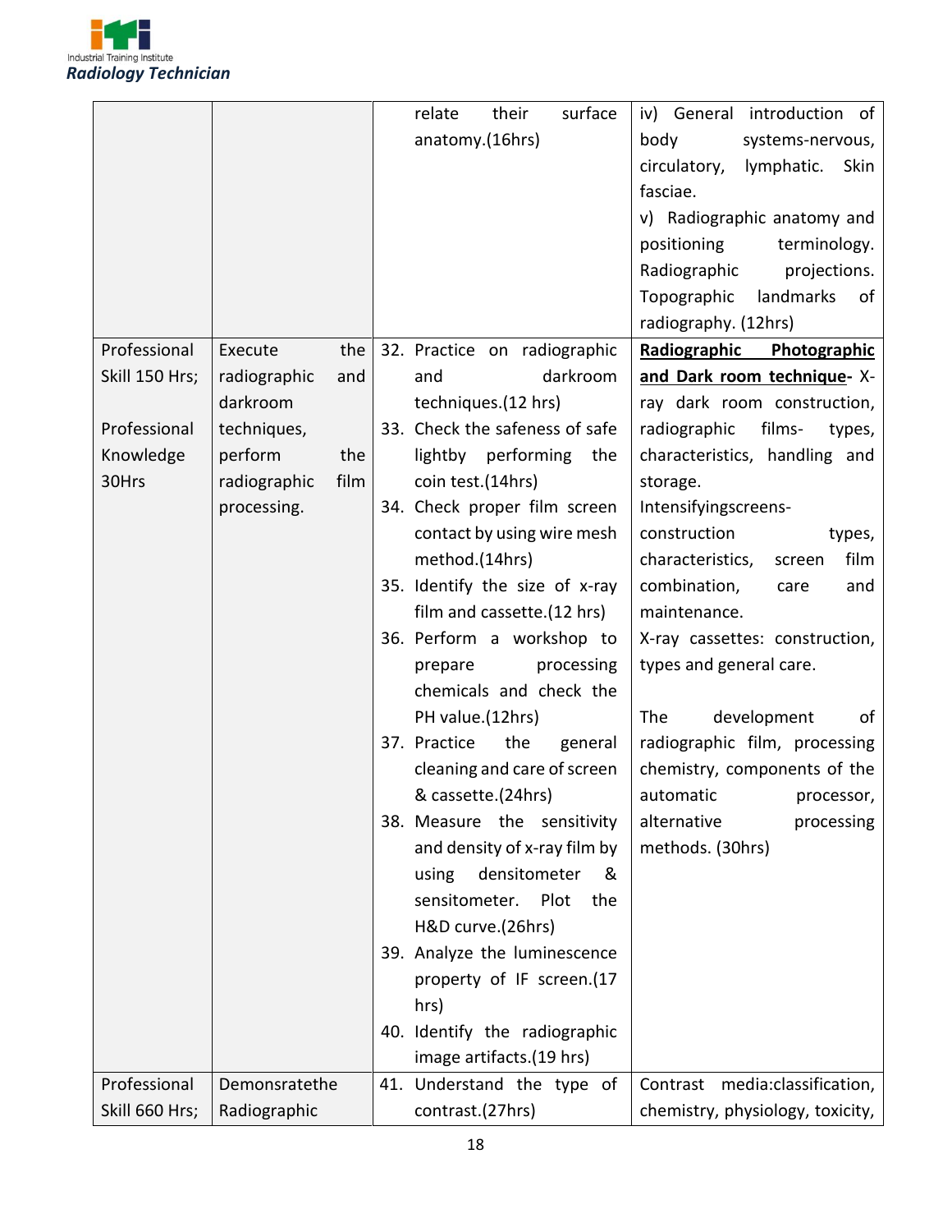| | | | |
|---|---|---|---|
| | | relate their surface anatomy.(16hrs) | iv) General introduction of body systems-nervous, circulatory, lymphatic. Skin fasciae.<br>v) Radiographic anatomy and positioning terminology. Radiographic projections. Topographic landmarks of radiography. (12hrs) |
| Professional Skill 150 Hrs;<br><br>Professional Knowledge 30Hrs | Execute the radiographic and darkroom techniques, perform the radiographic film processing. | 32. Practice on radiographic and darkroom techniques.(12 hrs)<br>33. Check the safeness of safe lightby performing the coin test.(14hrs)<br>34. Check proper film screen contact by using wire mesh method.(14hrs)<br>35. Identify the size of x-ray film and cassette.(12 hrs)<br>36. Perform a workshop to prepare processing chemicals and check the PH value.(12hrs)<br>37. Practice the general cleaning and care of screen & cassette.(24hrs)<br>38. Measure the sensitivity and density of x-ray film by using densitometer & sensitometer. Plot the H&D curve.(26hrs)<br>39. Analyze the luminescence property of IF screen.(17 hrs)<br>40. Identify the radiographic image artifacts.(19 hrs) | **Radiographic Photographic and Dark room technique**- X-ray dark room construction, radiographic films- types, characteristics, handling and storage.<br>Intensifyingscreens-construction types, characteristics, screen film combination, care and maintenance.<br>X-ray cassettes: construction, types and general care.<br><br>The development of radiographic film, processing chemistry, components of the automatic processor, alternative processing methods. (30hrs) |
| Professional Skill 660 Hrs; | Demonsratethe Radiographic | 41. Understand the type of contrast.(27hrs) | Contrast media:classification, chemistry, physiology, toxicity, |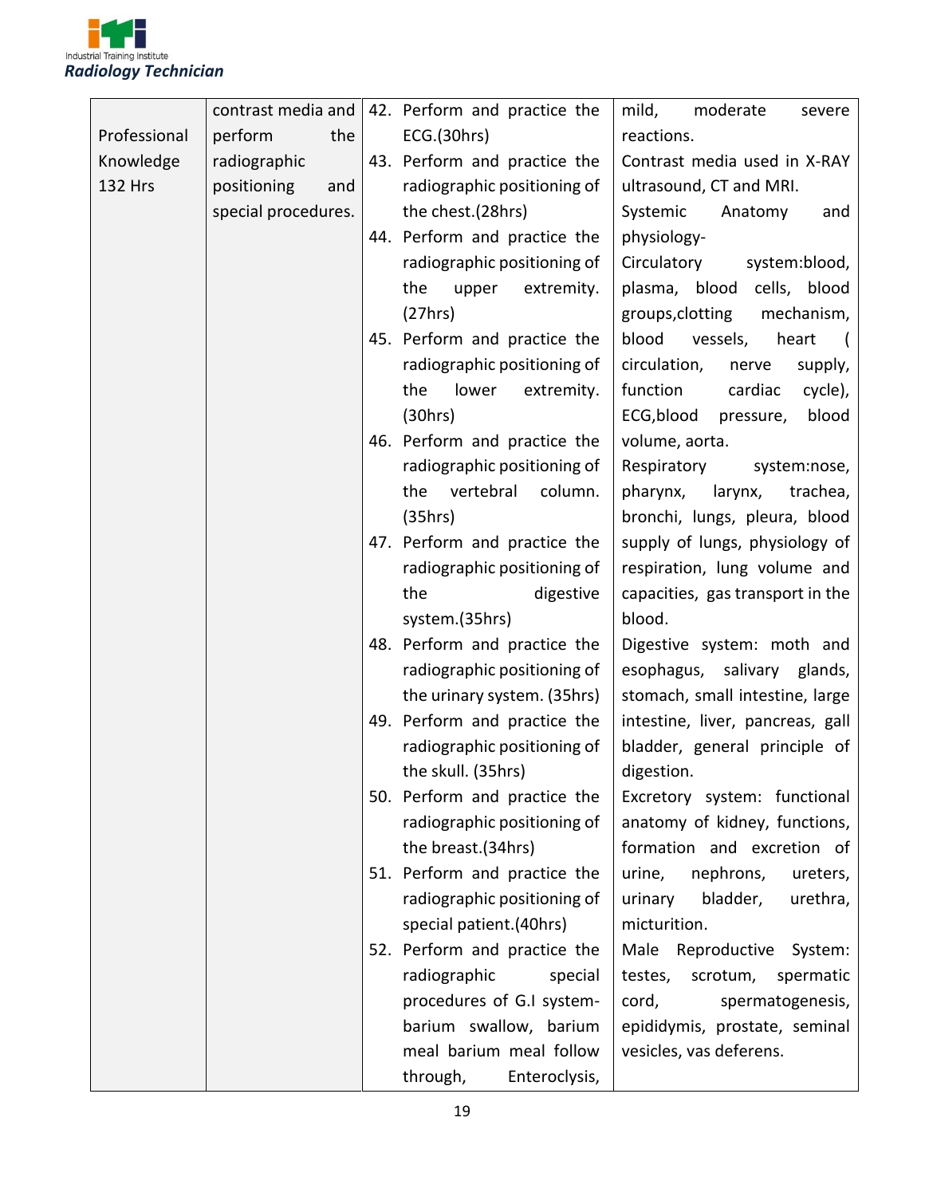| | | | |
|---|---|---|---|
| Professional Knowledge 132 Hrs | contrast media and perform the radiographic positioning and special procedures. | 42. Perform and practice the ECG.(30hrs)<br>43. Perform and practice the radiographic positioning of the chest.(28hrs)<br>44. Perform and practice the radiographic positioning of the upper extremity. (27hrs)<br>45. Perform and practice the radiographic positioning of the lower extremity. (30hrs)<br>46. Perform and practice the radiographic positioning of the vertebral column. (35hrs)<br>47. Perform and practice the radiographic positioning of the digestive system.(35hrs)<br>48. Perform and practice the radiographic positioning of the urinary system. (35hrs)<br>49. Perform and practice the radiographic positioning of the skull. (35hrs)<br>50. Perform and practice the radiographic positioning of the breast.(34hrs)<br>51. Perform and practice the radiographic positioning of special patient.(40hrs)<br>52. Perform and practice the radiographic special procedures of G.I system- barium swallow, barium meal barium meal follow through, Enteroclysis, | mild, moderate severe reactions.<br>Contrast media used in X-RAY ultrasound, CT and MRI.<br>Systemic Anatomy and physiology-<br>Circulatory system:blood, plasma, blood cells, blood groups,clotting mechanism, blood vessels, heart ( circulation, nerve supply, function cardiac cycle), ECG,blood pressure, blood volume, aorta.<br>Respiratory system:nose, pharynx, larynx, trachea, bronchi, lungs, pleura, blood supply of lungs, physiology of respiration, lung volume and capacities, gas transport in the blood.<br>Digestive system: moth and esophagus, salivary glands, stomach, small intestine, large intestine, liver, pancreas, gall bladder, general principle of digestion.<br>Excretory system: functional anatomy of kidney, functions, formation and excretion of urine, nephrons, ureters, urinary bladder, urethra, micturition.<br>Male Reproductive System: testes, scrotum, spermatic cord, spermatogenesis, epididymis, prostate, seminal vesicles, vas deferens. |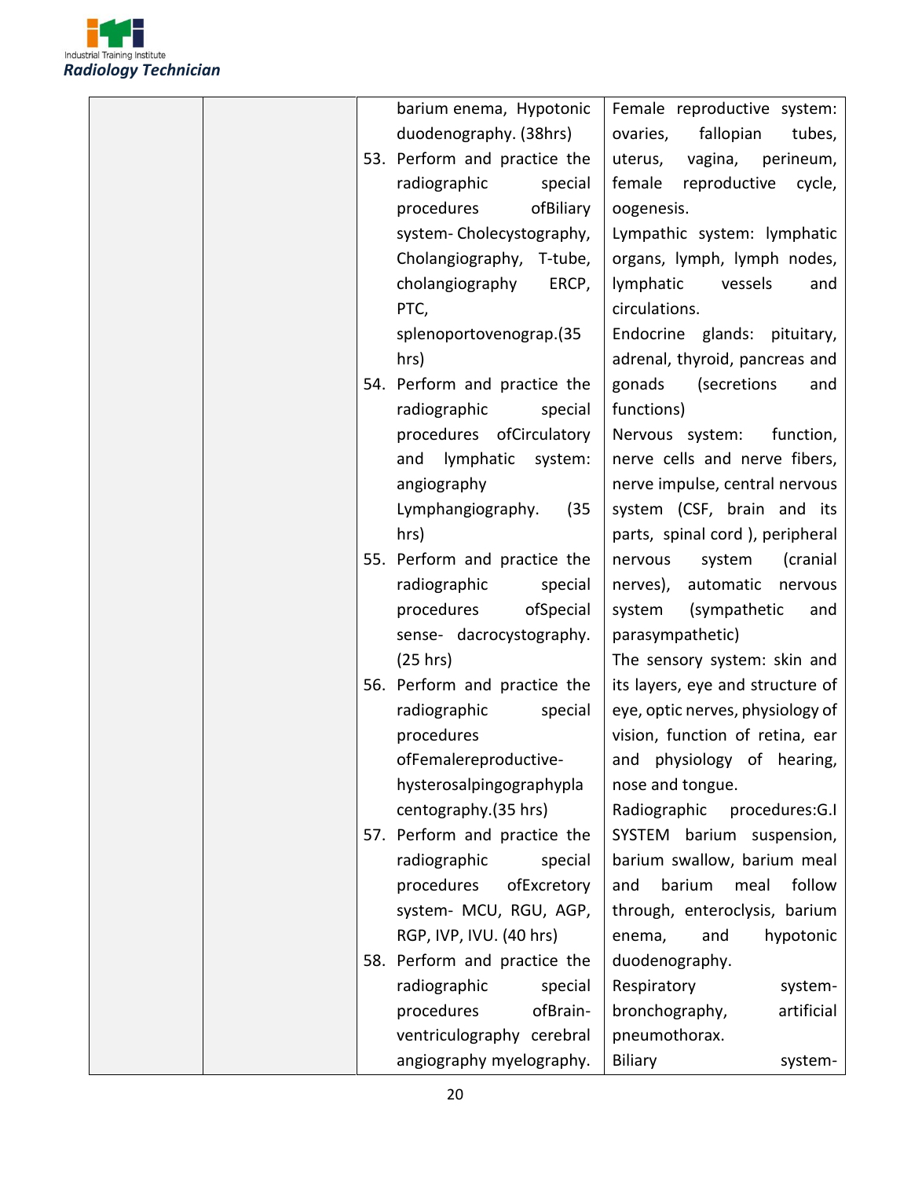| | | | |
|---|---|---|---|
| | | barium enema, Hypotonic duodenography. (38hrs)<br>53. Perform and practice the radiographic special procedures ofBiliary system- Cholecystography, Cholangiography, T-tube, cholangiography ERCP, PTC, splenoportovenograp.(35 hrs)<br>54. Perform and practice the radiographic special procedures ofCirculatory and lymphatic system: angiography Lymphangiography. (35 hrs)<br>55. Perform and practice the radiographic special procedures ofSpecial sense- dacrocystography. (25 hrs)<br>56. Perform and practice the radiographic special procedures ofFemalereproductive-hysterosalpingographyplacentography.(35 hrs)<br>57. Perform and practice the radiographic special procedures ofExcretory system- MCU, RGU, AGP, RGP, IVP, IVU. (40 hrs)<br>58. Perform and practice the radiographic special procedures ofBrain-ventriculography cerebral angiography myelography. | Female reproductive system: ovaries, fallopian tubes, uterus, vagina, perineum, female reproductive cycle, oogenesis.<br>Lympathic system: lymphatic organs, lymph, lymph nodes, lymphatic vessels and circulations.<br>Endocrine glands: pituitary, adrenal, thyroid, pancreas and gonads (secretions and functions)<br>Nervous system: function, nerve cells and nerve fibers, nerve impulse, central nervous system (CSF, brain and its parts, spinal cord ), peripheral nervous system (cranial nerves), automatic nervous system (sympathetic and parasympathetic)<br>The sensory system: skin and its layers, eye and structure of eye, optic nerves, physiology of vision, function of retina, ear and physiology of hearing, nose and tongue.<br>Radiographic procedures:G.I SYSTEM barium suspension, barium swallow, barium meal and barium meal follow through, enteroclysis, barium enema, and hypotonic duodenography.<br>Respiratory system-bronchography, artificial pneumothorax.<br>Biliary system- |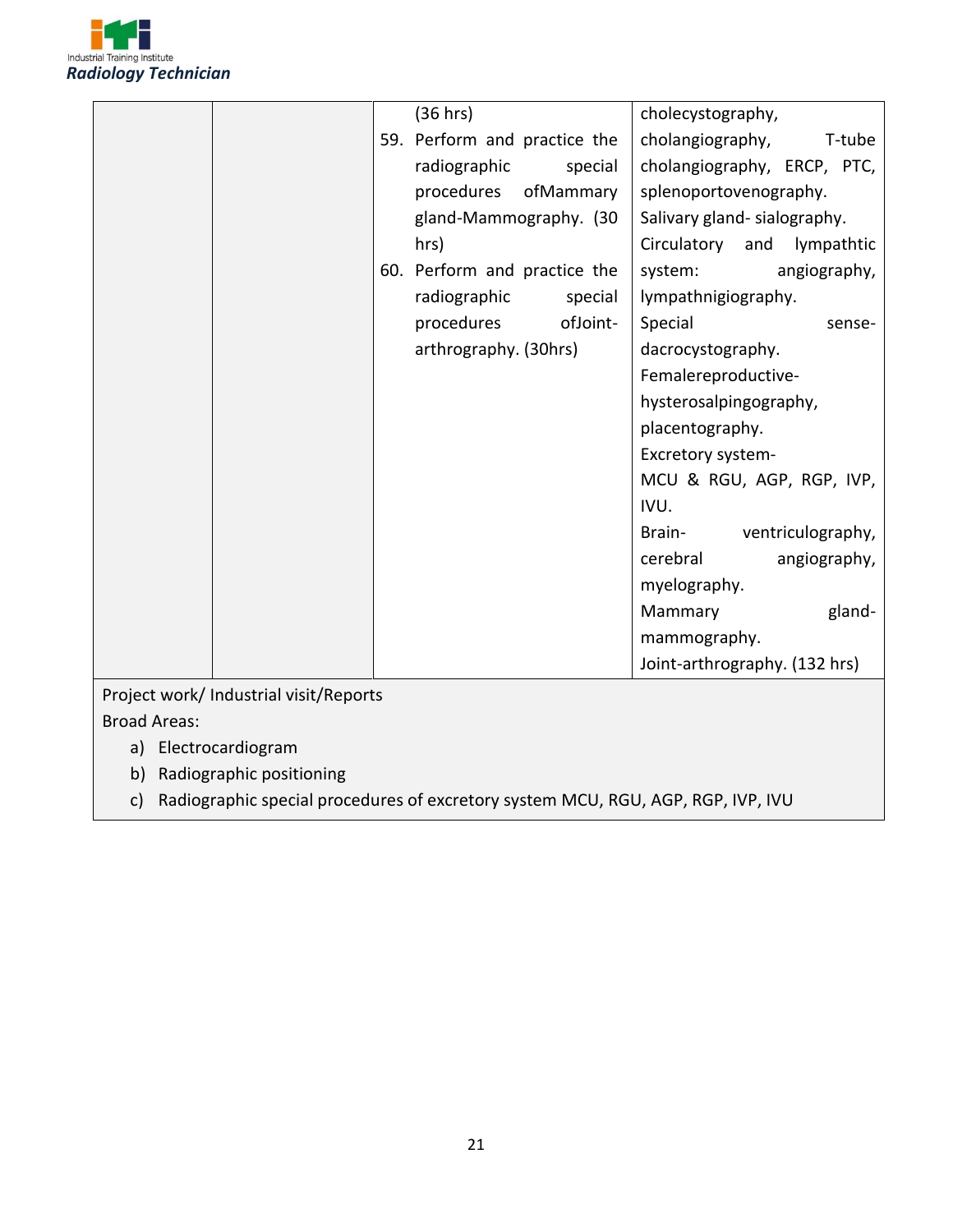| | | | |
|---|---|---|---|
| | | (36 hrs)<br>59. Perform and practice the radiographic special procedures ofMammary gland-Mammography. (30 hrs)<br>60. Perform and practice the radiographic special procedures ofJoint-arthrography. (30hrs) | cholecystography, cholangiography, T-tube cholangiography, ERCP, PTC, splenoportovenography.<br>Salivary gland- sialography.<br>Circulatory and lympathtic system: angiography, lympathnigiography.<br>Special sense- dacrocystography.<br>Femalereproductive- hysterosalpingography, placentography.<br>Excretory system-<br>MCU & RGU, AGP, RGP, IVP, IVU.<br>Brain- ventriculography, cerebral angiography, myelography.<br>Mammary gland- mammography.<br>Joint-arthrography. (132 hrs) |

Project work/ Industrial visit/Reports

Broad Areas:

a) Electrocardiogram
b) Radiographic positioning
c) Radiographic special procedures of excretory system MCU, RGU, AGP, RGP, IVP, IVU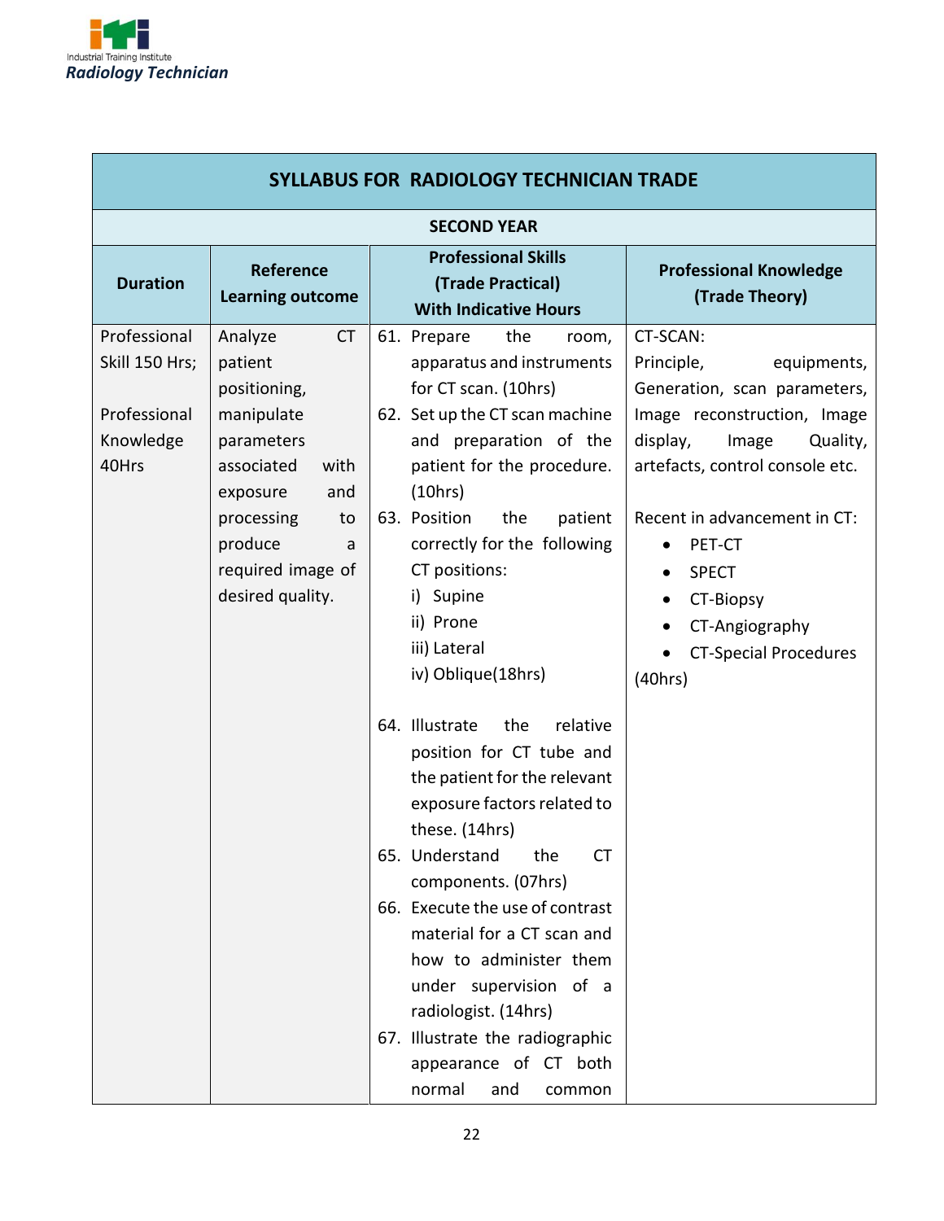| SYLLABUS FOR RADIOLOGY TECHNICIAN TRADE | | | |
|---|---|---|---|
| SECOND YEAR | | | |
| **Duration** | **Reference Learning outcome** | **Professional Skills (Trade Practical) With Indicative Hours** | **Professional Knowledge (Trade Theory)** |
| Professional Skill 150 Hrs;<br><br>Professional Knowledge 40Hrs | Analyze CT patient positioning, manipulate parameters associated with exposure and processing to produce a required image of desired quality. | 61. Prepare the room, apparatus and instruments for CT scan. (10hrs)<br>62. Set up the CT scan machine and preparation of the patient for the procedure. (10hrs)<br>63. Position the patient correctly for the following CT positions:<br>i) Supine<br>ii) Prone<br>iii) Lateral<br>iv) Oblique(18hrs)<br><br>64. Illustrate the relative position for CT tube and the patient for the relevant exposure factors related to these. (14hrs)<br>65. Understand the CT components. (07hrs)<br>66. Execute the use of contrast material for a CT scan and how to administer them under supervision of a radiologist. (14hrs)<br>67. Illustrate the radiographic appearance of CT both normal and common | CT-SCAN:<br>Principle, equipments, Generation, scan parameters, Image reconstruction, Image display, Image Quality, artefacts, control console etc.<br><br>Recent in advancement in CT:<br>• PET-CT<br>• SPECT<br>• CT-Biopsy<br>• CT-Angiography<br>• CT-Special Procedures<br>(40hrs) |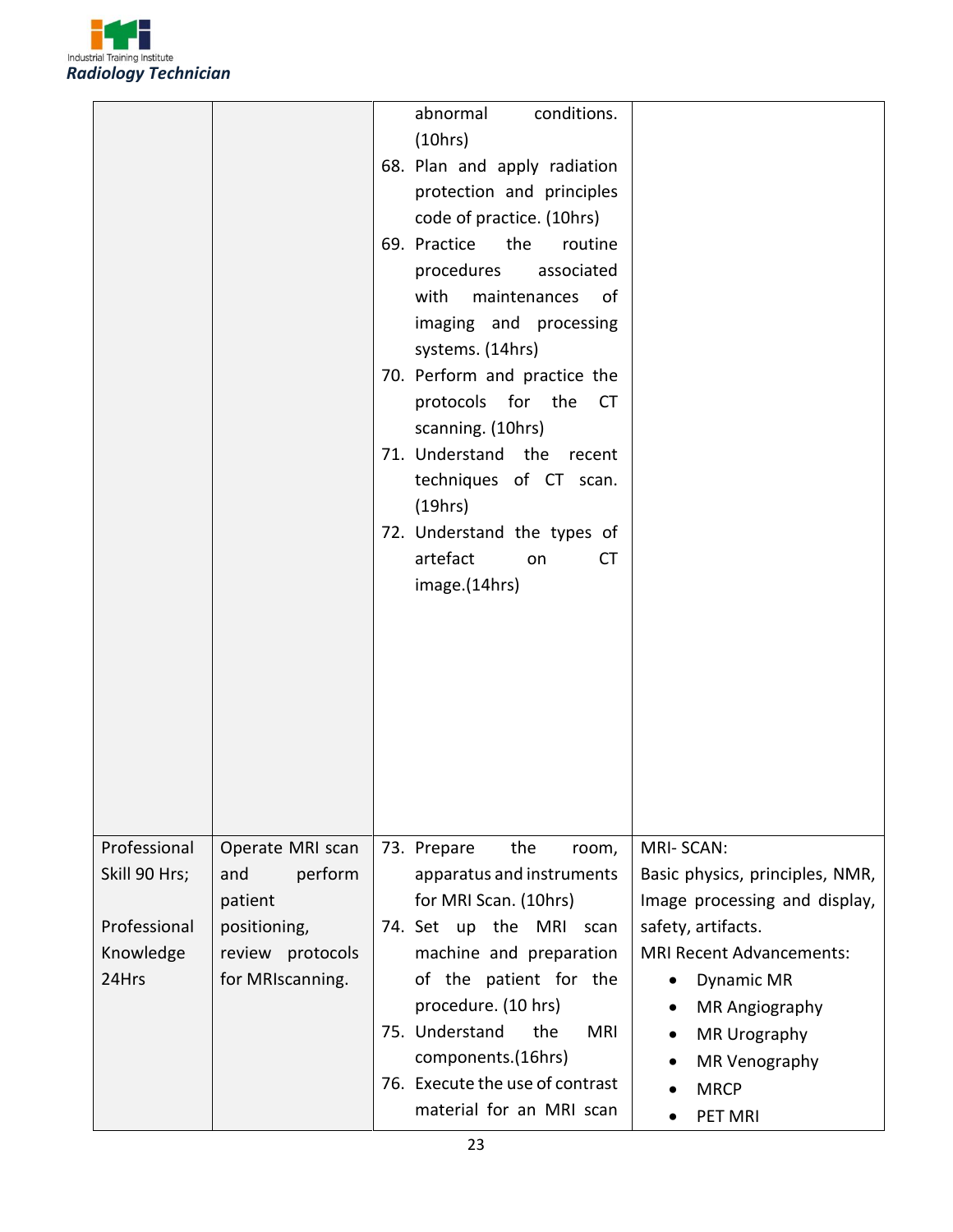| | | | |
|---|---|---|---|
| | | abnormal conditions. (10hrs)<br>68. Plan and apply radiation protection and principles code of practice. (10hrs)<br>69. Practice the routine procedures associated with maintenances of imaging and processing systems. (14hrs)<br>70. Perform and practice the protocols for the CT scanning. (10hrs)<br>71. Understand the recent techniques of CT scan. (19hrs)<br>72. Understand the types of artefact on CT image.(14hrs) | |
| Professional Skill 90 Hrs;<br><br>Professional Knowledge 24Hrs | Operate MRI scan and perform patient positioning, review protocols for MRIscanning. | 73. Prepare the room, apparatus and instruments for MRI Scan. (10hrs)<br>74. Set up the MRI scan machine and preparation of the patient for the procedure. (10 hrs)<br>75. Understand the MRI components.(16hrs)<br>76. Execute the use of contrast material for an MRI scan | MRI- SCAN:<br>Basic physics, principles, NMR, Image processing and display, safety, artifacts.<br>MRI Recent Advancements:<br>• Dynamic MR<br>• MR Angiography<br>• MR Urography<br>• MR Venography<br>• MRCP<br>• PET MRI |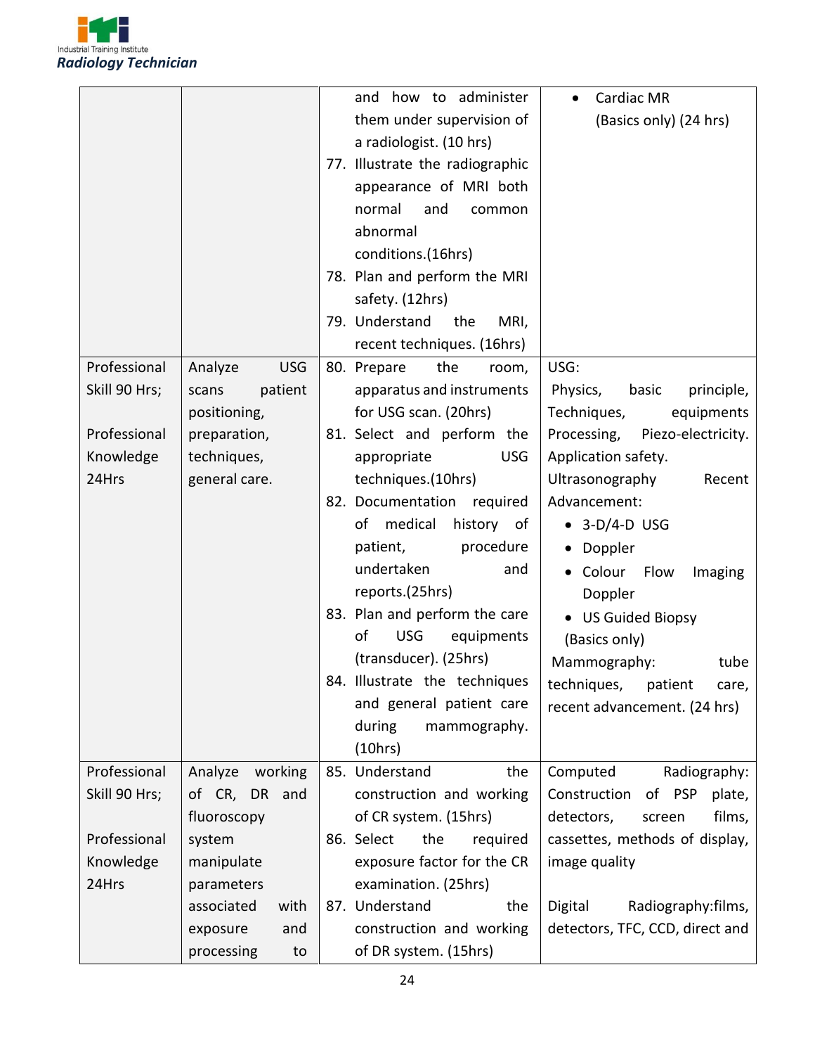| | | | |
|---|---|---|---|
| | | and how to administer them under supervision of a radiologist. (10 hrs)<br>77. Illustrate the radiographic appearance of MRI both normal and common abnormal conditions.(16hrs)<br>78. Plan and perform the MRI safety. (12hrs)<br>79. Understand the MRI, recent techniques. (16hrs) | • Cardiac MR (Basics only) (24 hrs) |
| Professional Skill 90 Hrs;<br><br>Professional Knowledge 24Hrs | Analyze USG scans patient positioning, preparation, techniques, general care. | 80. Prepare the room, apparatus and instruments for USG scan. (20hrs)<br>81. Select and perform the appropriate USG techniques.(10hrs)<br>82. Documentation required of medical history of patient, procedure undertaken and reports.(25hrs)<br>83. Plan and perform the care of USG equipments (transducer). (25hrs)<br>84. Illustrate the techniques and general patient care during mammography. (10hrs) | USG:<br>Physics, basic principle, Techniques, equipments Processing, Piezo-electricity. Application safety.<br>Ultrasonography Recent Advancement:<br>• 3-D/4-D USG<br>• Doppler<br>• Colour Flow Imaging Doppler<br>• US Guided Biopsy<br>(Basics only)<br>Mammography: tube techniques, patient care, recent advancement. (24 hrs) |
| Professional Skill 90 Hrs;<br><br>Professional Knowledge 24Hrs | Analyze working of CR, DR and fluoroscopy system manipulate parameters associated with exposure and processing to | 85. Understand the construction and working of CR system. (15hrs)<br>86. Select the required exposure factor for the CR examination. (25hrs)<br>87. Understand the construction and working of DR system. (15hrs) | Computed Radiography: Construction of PSP plate, detectors, screen films, cassettes, methods of display, image quality<br><br>Digital Radiography:films, detectors, TFC, CCD, direct and |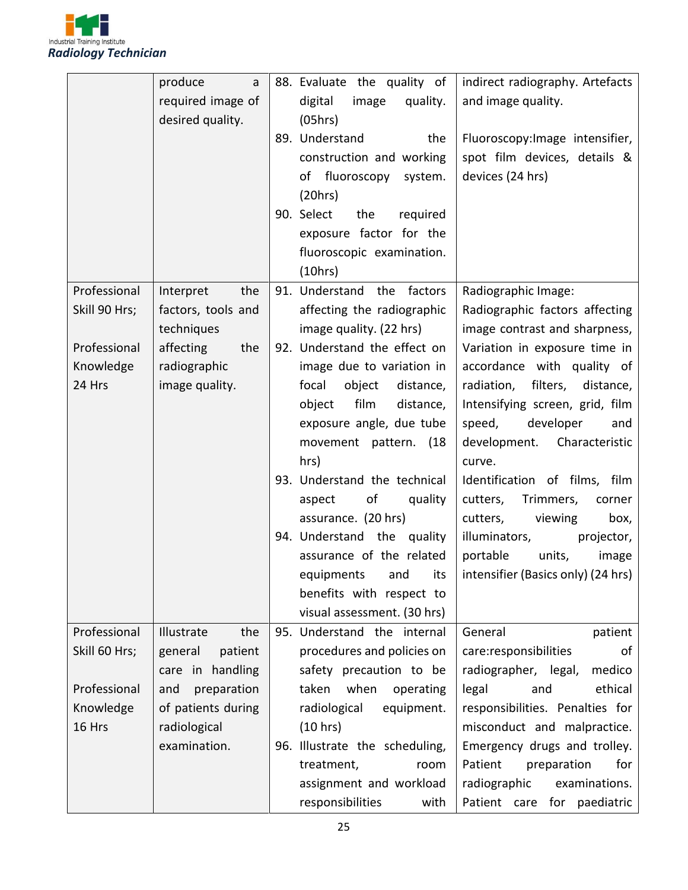| | | | |
|---|---|---|---|
| | produce a required image of desired quality. | 88. Evaluate the quality of digital image quality. (05hrs)<br>89. Understand the construction and working of fluoroscopy system. (20hrs)<br>90. Select the required exposure factor for the fluoroscopic examination. (10hrs) | indirect radiography. Artefacts and image quality.<br><br>Fluoroscopy:Image intensifier, spot film devices, details & devices (24 hrs) |
| Professional Skill 90 Hrs;<br><br>Professional Knowledge 24 Hrs | Interpret the factors, tools and techniques affecting the radiographic image quality. | 91. Understand the factors affecting the radiographic image quality. (22 hrs)<br>92. Understand the effect on image due to variation in focal object distance, object film distance, exposure angle, due tube movement pattern. (18 hrs)<br>93. Understand the technical aspect of quality assurance. (20 hrs)<br>94. Understand the quality assurance of the related equipments and its benefits with respect to visual assessment. (30 hrs) | Radiographic Image:<br>Radiographic factors affecting image contrast and sharpness, Variation in exposure time in accordance with quality of radiation, filters, distance, Intensifying screen, grid, film speed, developer and development. Characteristic curve.<br>Identification of films, film cutters, Trimmers, corner cutters, viewing box, illuminators, projector, portable units, image intensifier (Basics only) (24 hrs) |
| Professional Skill 60 Hrs;<br><br>Professional Knowledge 16 Hrs | Illustrate the general patient care in handling and preparation of patients during radiological examination. | 95. Understand the internal procedures and policies on safety precaution to be taken when operating radiological equipment. (10 hrs)<br>96. Illustrate the scheduling, treatment, room assignment and workload responsibilities with | General patient care:responsibilities of radiographer, legal, medico legal and ethical responsibilities. Penalties for misconduct and malpractice. Emergency drugs and trolley. Patient preparation for radiographic examinations. Patient care for paediatric |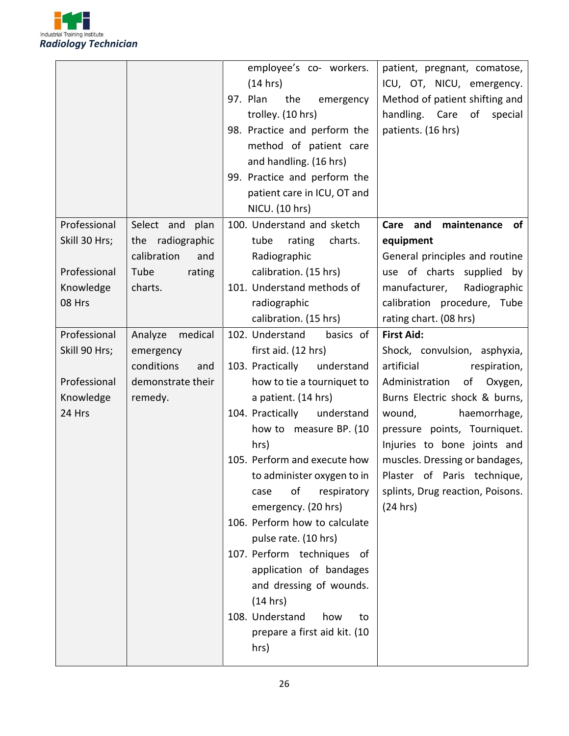| | | | |
|---|---|---|---|
| | | employee's co- workers. (14 hrs)<br>97. Plan the emergency trolley. (10 hrs)<br>98. Practice and perform the method of patient care and handling. (16 hrs)<br>99. Practice and perform the patient care in ICU, OT and NICU. (10 hrs) | patient, pregnant, comatose, ICU, OT, NICU, emergency. Method of patient shifting and handling. Care of special patients. (16 hrs) |
| Professional Skill 30 Hrs;<br><br>Professional Knowledge 08 Hrs | Select and plan the radiographic calibration and Tube rating charts. | 100. Understand and sketch tube rating charts. Radiographic calibration. (15 hrs)<br>101. Understand methods of radiographic calibration. (15 hrs) | **Care and maintenance of equipment**<br>General principles and routine use of charts supplied by manufacturer, Radiographic calibration procedure, Tube rating chart. (08 hrs) |
| Professional Skill 90 Hrs;<br><br>Professional Knowledge 24 Hrs | Analyze medical emergency conditions and demonstrate their remedy. | 102. Understand basics of first aid. (12 hrs)<br>103. Practically understand how to tie a tourniquet to a patient. (14 hrs)<br>104. Practically understand how to measure BP. (10 hrs)<br>105. Perform and execute how to administer oxygen to in case of respiratory emergency. (20 hrs)<br>106. Perform how to calculate pulse rate. (10 hrs)<br>107. Perform techniques of application of bandages and dressing of wounds. (14 hrs)<br>108. Understand how to prepare a first aid kit. (10 hrs) | **First Aid:**<br>Shock, convulsion, asphyxia, artificial respiration, Administration of Oxygen, Burns Electric shock & burns, wound, haemorrhage, pressure points, Tourniquet. Injuries to bone joints and muscles. Dressing or bandages, Plaster of Paris technique, splints, Drug reaction, Poisons. (24 hrs) |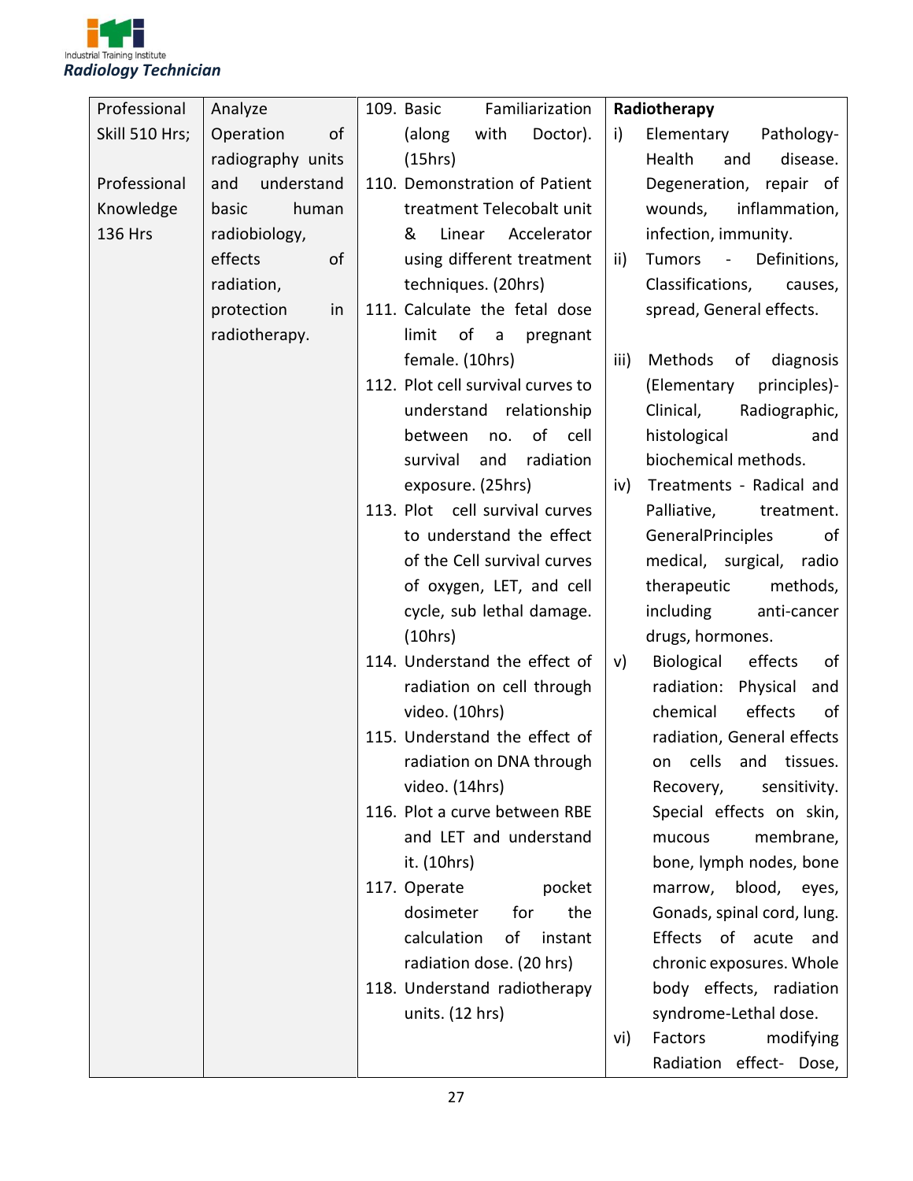| Professional Skill 510 Hrs; Professional Knowledge 136 Hrs | Analyze Operation of radiography units and understand basic human radiobiology, effects of radiation, protection in radiotherapy. | 109. Basic Familiarization (along with Doctor). (15hrs)<br>110. Demonstration of Patient treatment Telecobalt unit & Linear Accelerator using different treatment techniques. (20hrs)<br>111. Calculate the fetal dose limit of a pregnant female. (10hrs)<br>112. Plot cell survival curves to understand relationship between no. of cell survival and radiation exposure. (25hrs)<br>113. Plot cell survival curves to understand the effect of the Cell survival curves of oxygen, LET, and cell cycle, sub lethal damage. (10hrs)<br>114. Understand the effect of radiation on cell through video. (10hrs)<br>115. Understand the effect of radiation on DNA through video. (14hrs)<br>116. Plot a curve between RBE and LET and understand it. (10hrs)<br>117. Operate pocket dosimeter for the calculation of instant radiation dose. (20 hrs)<br>118. Understand radiotherapy units. (12 hrs) | **Radiotherapy**<br>i) Elementary Pathology- Health and disease. Degeneration, repair of wounds, inflammation, infection, immunity.<br>ii) Tumors - Definitions, Classifications, causes, spread, General effects.<br>iii) Methods of diagnosis (Elementary principles)- Clinical, Radiographic, histological and biochemical methods.<br>iv) Treatments - Radical and Palliative, treatment. GeneralPrinciples of medical, surgical, radio therapeutic methods, including anti-cancer drugs, hormones.<br>v) Biological effects of radiation: Physical and chemical effects of radiation, General effects on cells and tissues. Recovery, sensitivity. Special effects on skin, mucous membrane, bone, lymph nodes, bone marrow, blood, eyes, Gonads, spinal cord, lung. Effects of acute and chronic exposures. Whole body effects, radiation syndrome-Lethal dose.<br>vi) Factors modifying Radiation effect- Dose, |
|---|---|---|---|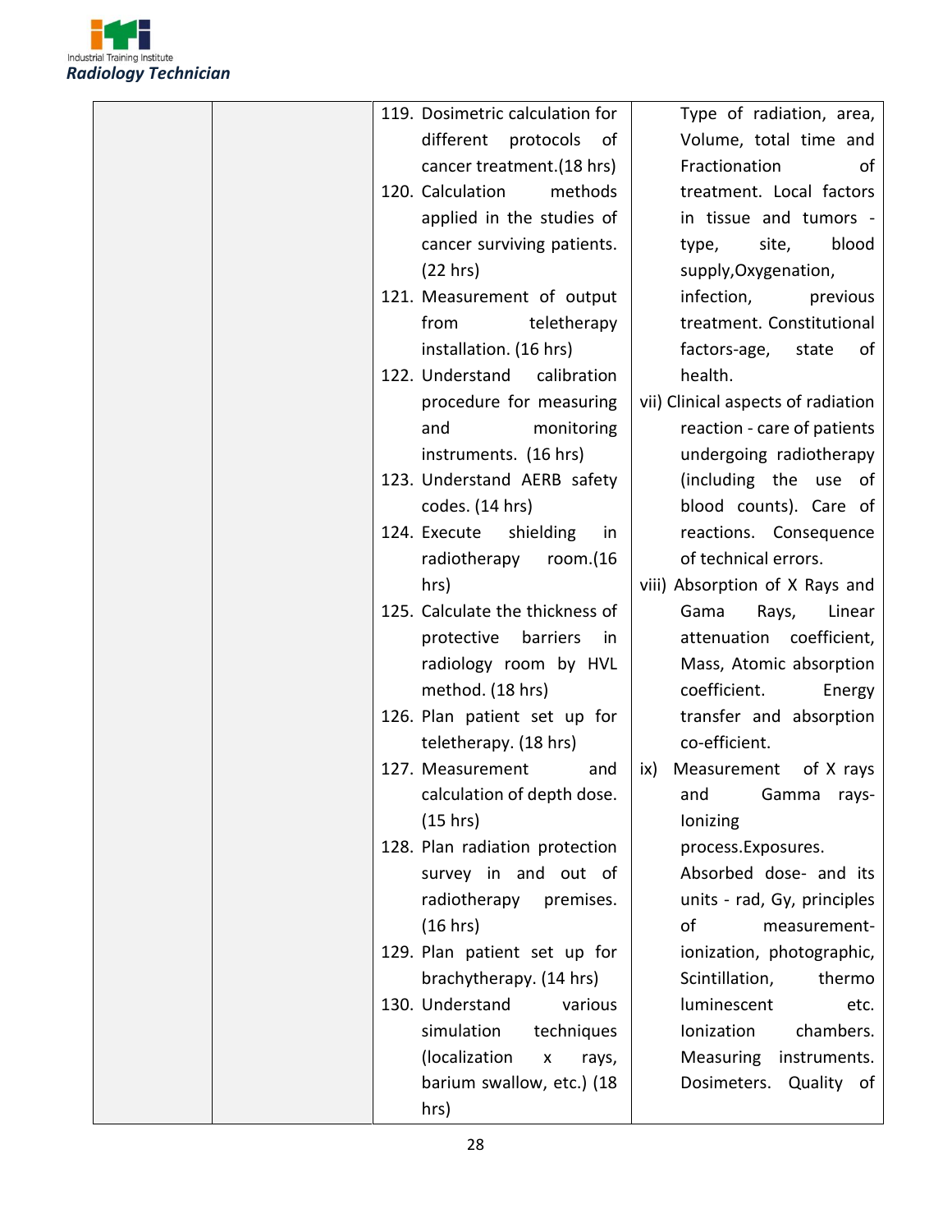| | | | |
|---|---|---|---|
| | | 119. Dosimetric calculation for different protocols of cancer treatment.(18 hrs)<br>120. Calculation methods applied in the studies of cancer surviving patients. (22 hrs)<br>121. Measurement of output from teletherapy installation. (16 hrs)<br>122. Understand calibration procedure for measuring and monitoring instruments. (16 hrs)<br>123. Understand AERB safety codes. (14 hrs)<br>124. Execute shielding in radiotherapy room.(16 hrs)<br>125. Calculate the thickness of protective barriers in radiology room by HVL method. (18 hrs)<br>126. Plan patient set up for teletherapy. (18 hrs)<br>127. Measurement and calculation of depth dose. (15 hrs)<br>128. Plan radiation protection survey in and out of radiotherapy premises. (16 hrs)<br>129. Plan patient set up for brachytherapy. (14 hrs)<br>130. Understand various simulation techniques (localization x rays, barium swallow, etc.) (18 hrs) | Type of radiation, area, Volume, total time and Fractionation of treatment. Local factors in tissue and tumors - type, site, blood supply,Oxygenation, infection, previous treatment. Constitutional factors-age, state of health.<br>vii) Clinical aspects of radiation reaction - care of patients undergoing radiotherapy (including the use of blood counts). Care of reactions. Consequence of technical errors.<br>viii) Absorption of X Rays and Gama Rays, Linear attenuation coefficient, Mass, Atomic absorption coefficient. Energy transfer and absorption co-efficient.<br>ix) Measurement of X rays and Gamma rays- Ionizing process.Exposures. Absorbed dose- and its units - rad, Gy, principles of measurement- ionization, photographic, Scintillation, thermo luminescent etc. Ionization chambers. Measuring instruments. Dosimeters. Quality of |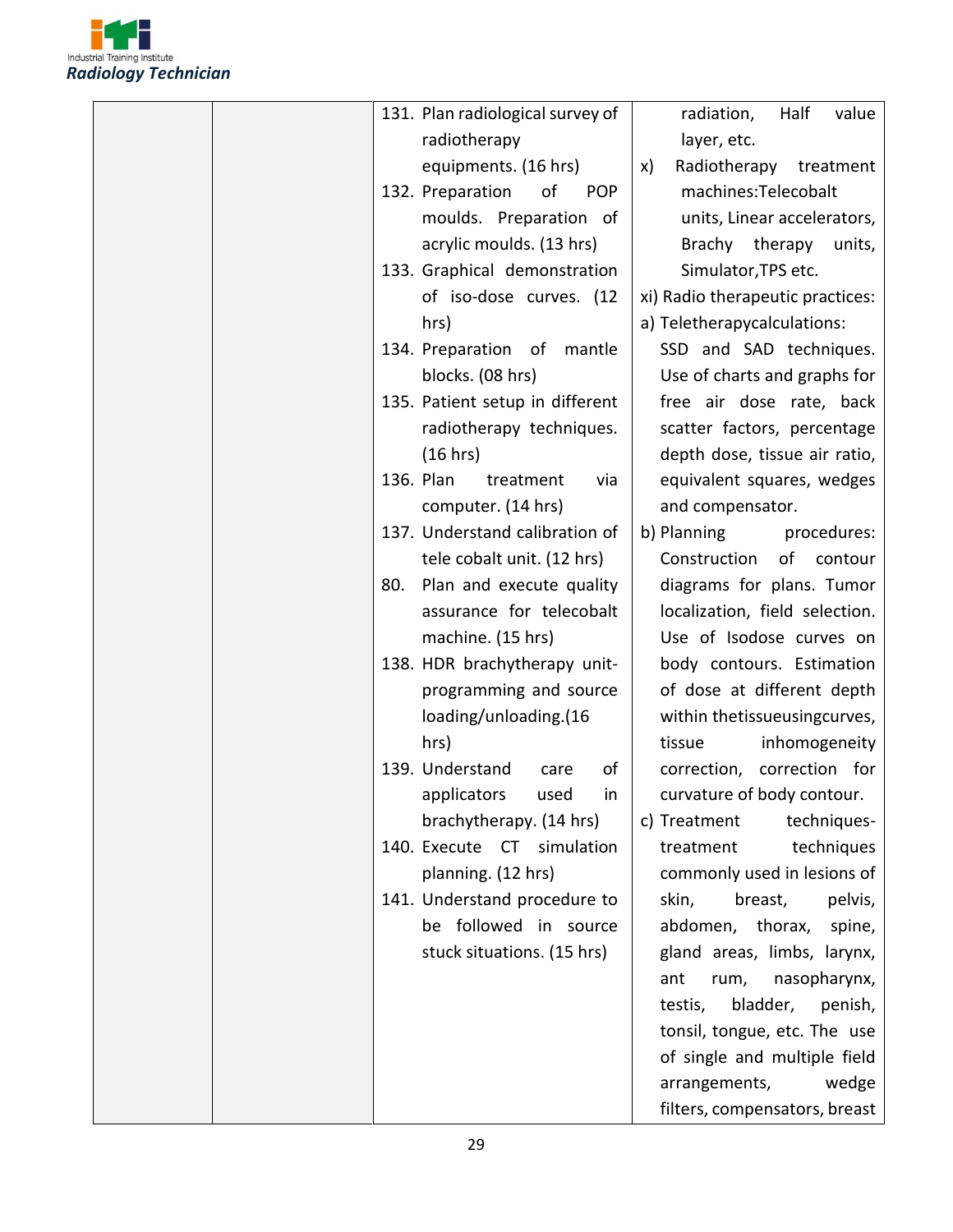| | | | |
|---|---|---|---|
| | | 131. Plan radiological survey of radiotherapy equipments. (16 hrs)<br>132. Preparation of POP moulds. Preparation of acrylic moulds. (13 hrs)<br>133. Graphical demonstration of iso-dose curves. (12 hrs)<br>134. Preparation of mantle blocks. (08 hrs)<br>135. Patient setup in different radiotherapy techniques. (16 hrs)<br>136. Plan treatment via computer. (14 hrs)<br>137. Understand calibration of tele cobalt unit. (12 hrs)<br>80. Plan and execute quality assurance for telecobalt machine. (15 hrs)<br>138. HDR brachytherapy unit-programming and source loading/unloading.(16 hrs)<br>139. Understand care of applicators used in brachytherapy. (14 hrs)<br>140. Execute CT simulation planning. (12 hrs)<br>141. Understand procedure to be followed in source stuck situations. (15 hrs) | radiation, Half value layer, etc.<br>x) Radiotherapy treatment machines:Telecobalt units, Linear accelerators, Brachy therapy units, Simulator,TPS etc.<br>xi) Radio therapeutic practices:<br>a) Teletherapycalculations: SSD and SAD techniques. Use of charts and graphs for free air dose rate, back scatter factors, percentage depth dose, tissue air ratio, equivalent squares, wedges and compensator.<br>b) Planning procedures: Construction of contour diagrams for plans. Tumor localization, field selection. Use of Isodose curves on body contours. Estimation of dose at different depth within thetissueusingcurves, tissue inhomogeneity correction, correction for curvature of body contour.<br>c) Treatment techniques-treatment techniques commonly used in lesions of skin, breast, pelvis, abdomen, thorax, spine, gland areas, limbs, larynx, ant rum, nasopharynx, testis, bladder, penish, tonsil, tongue, etc. The use of single and multiple field arrangements, wedge filters, compensators, breast |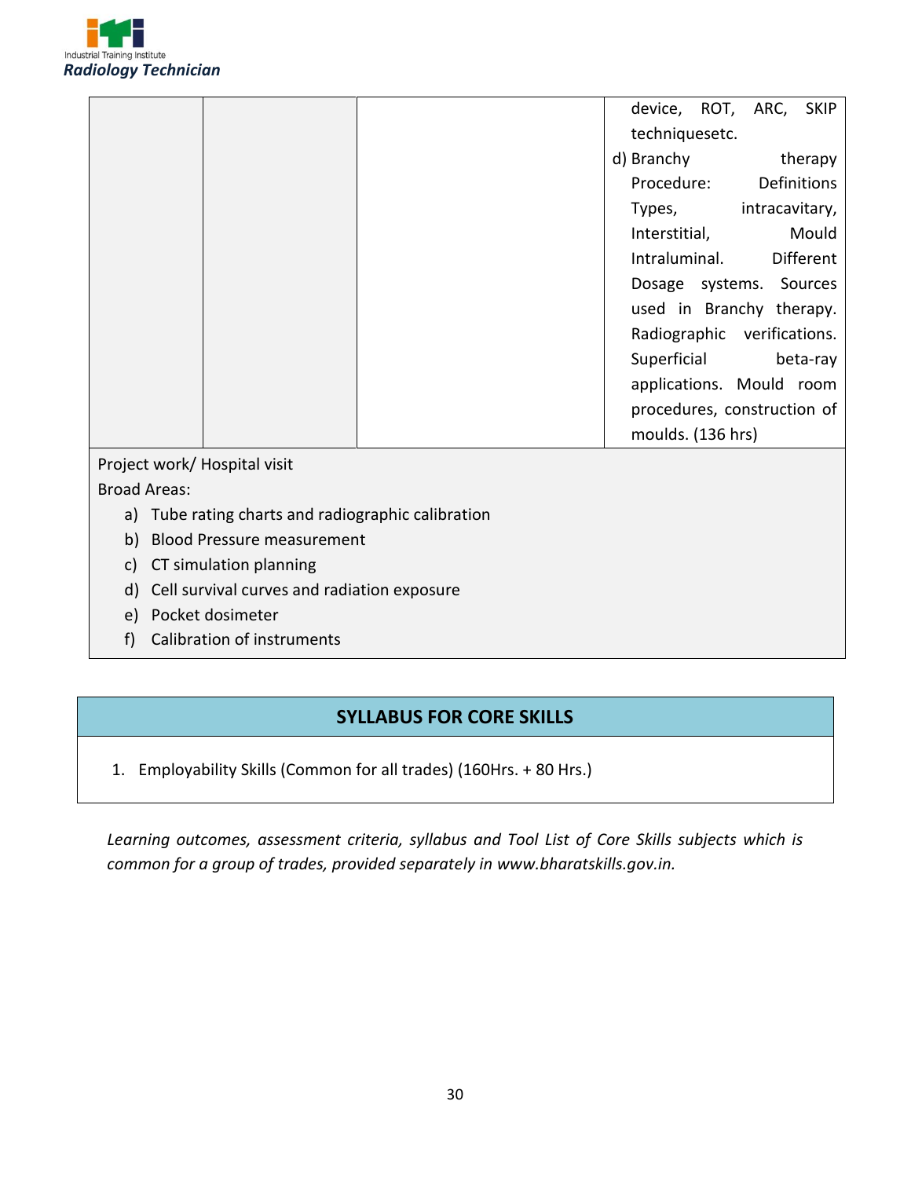| | | | device, ROT, ARC, SKIP techniquesetc.<br>d) Branchy therapy Procedure: Definitions Types, intracavitary, Interstitial, Mould Intraluminal. Different Dosage systems. Sources used in Branchy therapy. Radiographic verifications. Superficial beta-ray applications. Mould room procedures, construction of moulds. (136 hrs) |
|---|---|---|---|

Project work/ Hospital visit

Broad Areas:

a) Tube rating charts and radiographic calibration
b) Blood Pressure measurement
c) CT simulation planning
d) Cell survival curves and radiation exposure
e) Pocket dosimeter
f) Calibration of instruments

## SYLLABUS FOR CORE SKILLS

1. Employability Skills (Common for all trades) (160Hrs. + 80 Hrs.)

*Learning outcomes, assessment criteria, syllabus and Tool List of Core Skills subjects which is common for a group of trades, provided separately in www.bharatskills.gov.in.*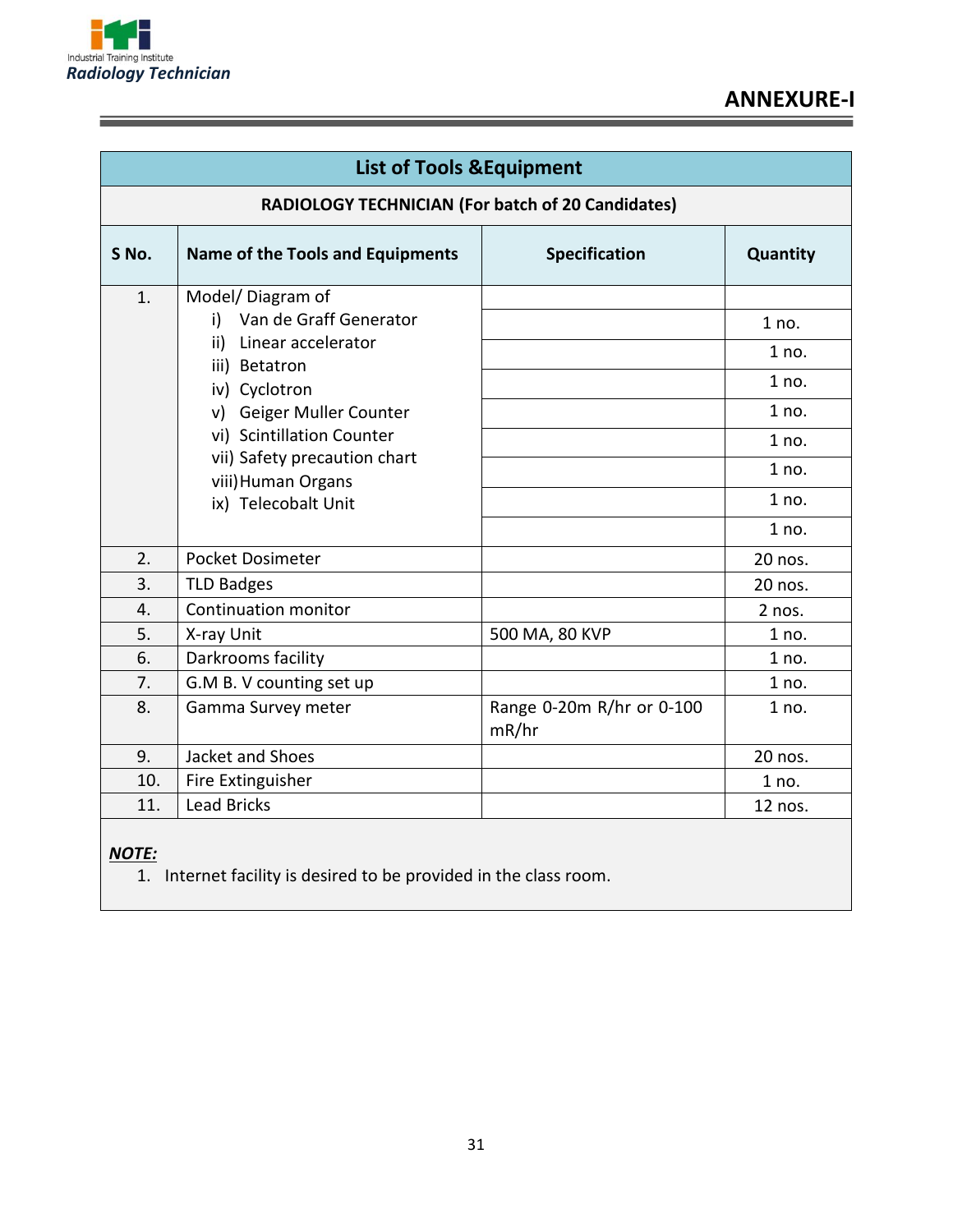# ANNEXURE-I

| List of Tools &Equipment | | | |
|---|---|---|---|
| **RADIOLOGY TECHNICIAN (For batch of 20 Candidates)** | | | |
| **S No.** | **Name of the Tools and Equipments** | **Specification** | **Quantity** |
| 1. | Model/ Diagram of | | |
| | i) Van de Graff Generator | | 1 no. |
| | ii) Linear accelerator | | 1 no. |
| | iii) Betatron | | 1 no. |
| | iv) Cyclotron | | 1 no. |
| | v) Geiger Muller Counter | | 1 no. |
| | vi) Scintillation Counter | | 1 no. |
| | vii) Safety precaution chart | | 1 no. |
| | viii) Human Organs | | 1 no. |
| | ix) Telecobalt Unit | | |
| 2. | Pocket Dosimeter | | 20 nos. |
| 3. | TLD Badges | | 20 nos. |
| 4. | Continuation monitor | | 2 nos. |
| 5. | X-ray Unit | 500 MA, 80 KVP | 1 no. |
| 6. | Darkrooms facility | | 1 no. |
| 7. | G.M B. V counting set up | | 1 no. |
| 8. | Gamma Survey meter | Range 0-20m R/hr or 0-100 mR/hr | 1 no. |
| 9. | Jacket and Shoes | | 20 nos. |
| 10. | Fire Extinguisher | | 1 no. |
| 11. | Lead Bricks | | 12 nos. |

***NOTE:***

1. Internet facility is desired to be provided in the class room.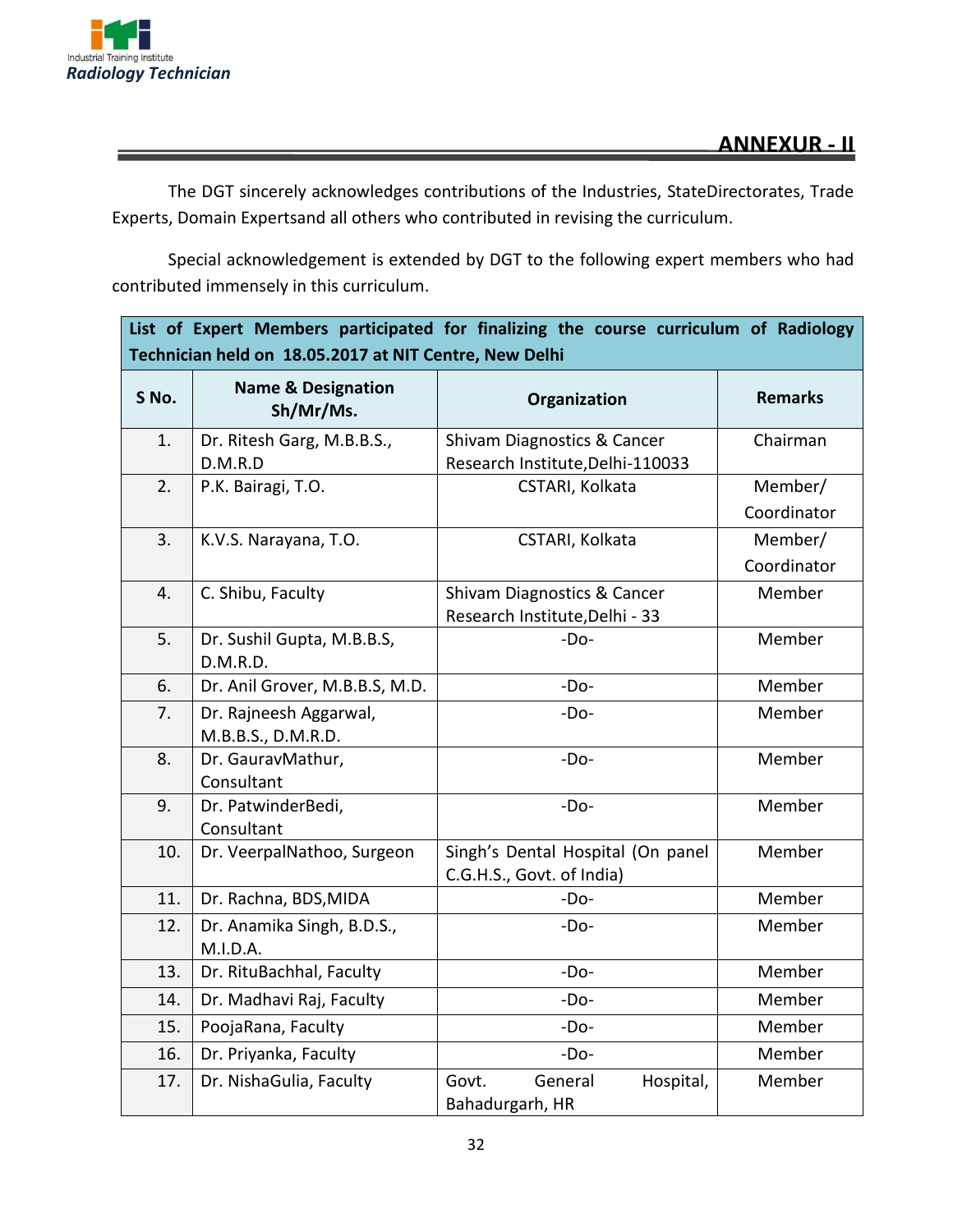## ANNEXUR - II

The DGT sincerely acknowledges contributions of the Industries, StateDirectorates, Trade Experts, Domain Expertsand all others who contributed in revising the curriculum.

Special acknowledgement is extended by DGT to the following expert members who had contributed immensely in this curriculum.

| List of Expert Members participated for finalizing the course curriculum of Radiology Technician held on 18.05.2017 at NIT Centre, New Delhi | | | |
|---|---|---|---|
| **S No.** | **Name & Designation Sh/Mr/Ms.** | **Organization** | **Remarks** |
| 1. | Dr. Ritesh Garg, M.B.B.S., D.M.R.D | Shivam Diagnostics & Cancer Research Institute,Delhi-110033 | Chairman |
| 2. | P.K. Bairagi, T.O. | CSTARI, Kolkata | Member/ Coordinator |
| 3. | K.V.S. Narayana, T.O. | CSTARI, Kolkata | Member/ Coordinator |
| 4. | C. Shibu, Faculty | Shivam Diagnostics & Cancer Research Institute,Delhi - 33 | Member |
| 5. | Dr. Sushil Gupta, M.B.B.S, D.M.R.D. | -Do- | Member |
| 6. | Dr. Anil Grover, M.B.B.S, M.D. | -Do- | Member |
| 7. | Dr. Rajneesh Aggarwal, M.B.B.S., D.M.R.D. | -Do- | Member |
| 8. | Dr. GauravMathur, Consultant | -Do- | Member |
| 9. | Dr. PatwinderBedi, Consultant | -Do- | Member |
| 10. | Dr. VeerpalNathoo, Surgeon | Singh's Dental Hospital (On panel C.G.H.S., Govt. of India) | Member |
| 11. | Dr. Rachna, BDS,MIDA | -Do- | Member |
| 12. | Dr. Anamika Singh, B.D.S., M.I.D.A. | -Do- | Member |
| 13. | Dr. RituBachhal, Faculty | -Do- | Member |
| 14. | Dr. Madhavi Raj, Faculty | -Do- | Member |
| 15. | PoojaRana, Faculty | -Do- | Member |
| 16. | Dr. Priyanka, Faculty | -Do- | Member |
| 17. | Dr. NishaGulia, Faculty | Govt. General Hospital, Bahadurgarh, HR | Member |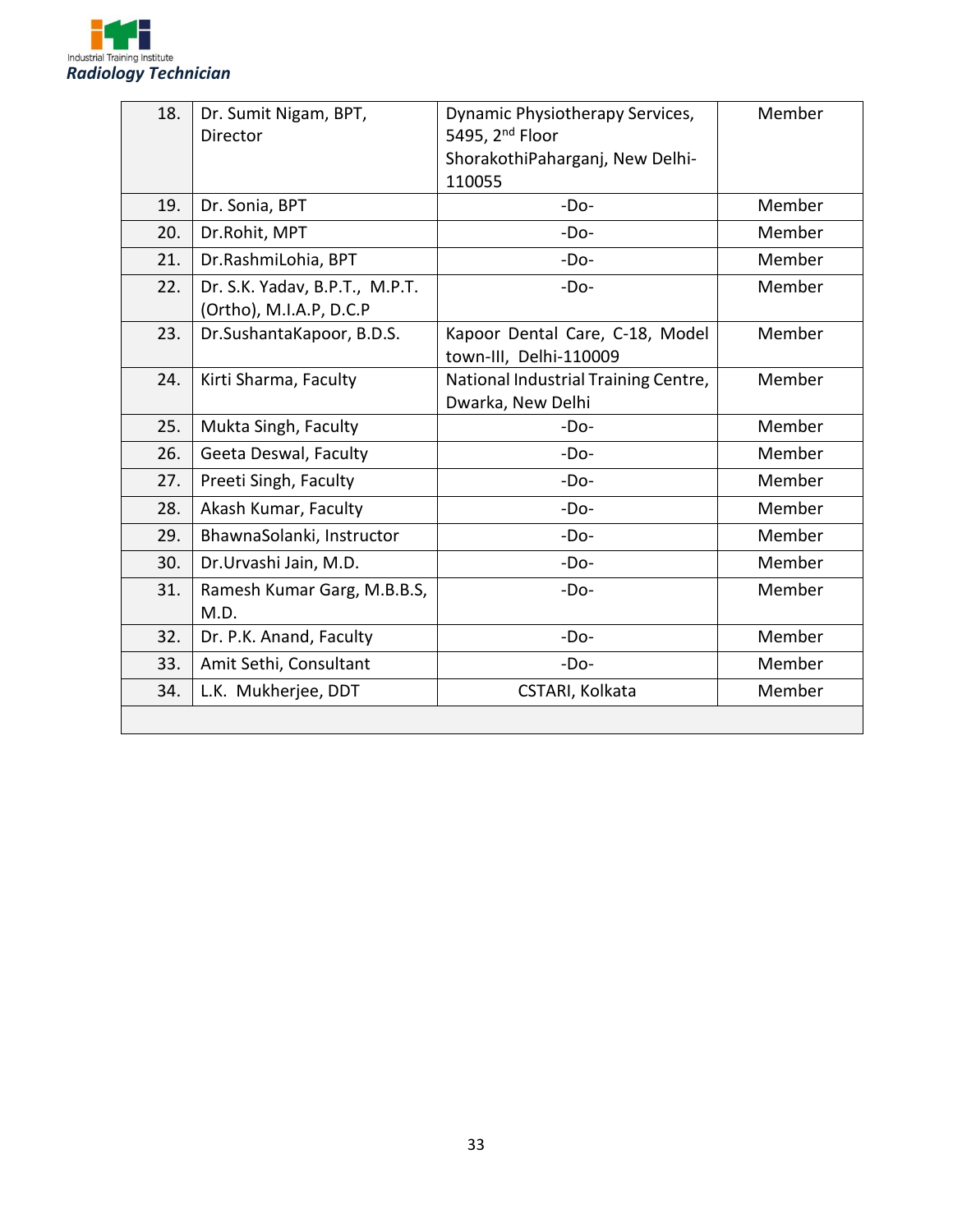| 18. | Dr. Sumit Nigam, BPT, Director | Dynamic Physiotherapy Services, 5495, 2nd Floor ShorakothiPaharganj, New Delhi-110055 | Member |
|---|---|---|---|
| 19. | Dr. Sonia, BPT | -Do- | Member |
| 20. | Dr.Rohit, MPT | -Do- | Member |
| 21. | Dr.RashmiLohia, BPT | -Do- | Member |
| 22. | Dr. S.K. Yadav, B.P.T., M.P.T. (Ortho), M.I.A.P, D.C.P | -Do- | Member |
| 23. | Dr.SushantaKapoor, B.D.S. | Kapoor Dental Care, C-18, Model town-III, Delhi-110009 | Member |
| 24. | Kirti Sharma, Faculty | National Industrial Training Centre, Dwarka, New Delhi | Member |
| 25. | Mukta Singh, Faculty | -Do- | Member |
| 26. | Geeta Deswal, Faculty | -Do- | Member |
| 27. | Preeti Singh, Faculty | -Do- | Member |
| 28. | Akash Kumar, Faculty | -Do- | Member |
| 29. | BhawnaSolanki, Instructor | -Do- | Member |
| 30. | Dr.Urvashi Jain, M.D. | -Do- | Member |
| 31. | Ramesh Kumar Garg, M.B.B.S, M.D. | -Do- | Member |
| 32. | Dr. P.K. Anand, Faculty | -Do- | Member |
| 33. | Amit Sethi, Consultant | -Do- | Member |
| 34. | L.K. Mukherjee, DDT | CSTARI, Kolkata | Member |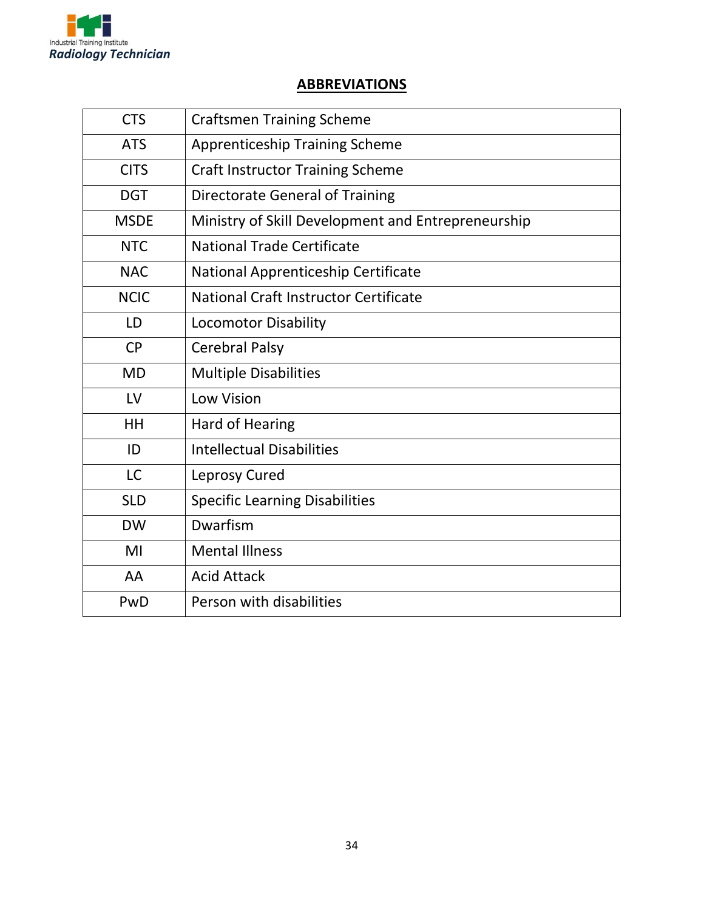## ABBREVIATIONS

| | |
|---|---|
| CTS | Craftsmen Training Scheme |
| ATS | Apprenticeship Training Scheme |
| CITS | Craft Instructor Training Scheme |
| DGT | Directorate General of Training |
| MSDE | Ministry of Skill Development and Entrepreneurship |
| NTC | National Trade Certificate |
| NAC | National Apprenticeship Certificate |
| NCIC | National Craft Instructor Certificate |
| LD | Locomotor Disability |
| CP | Cerebral Palsy |
| MD | Multiple Disabilities |
| LV | Low Vision |
| HH | Hard of Hearing |
| ID | Intellectual Disabilities |
| LC | Leprosy Cured |
| SLD | Specific Learning Disabilities |
| DW | Dwarfism |
| MI | Mental Illness |
| AA | Acid Attack |
| PwD | Person with disabilities |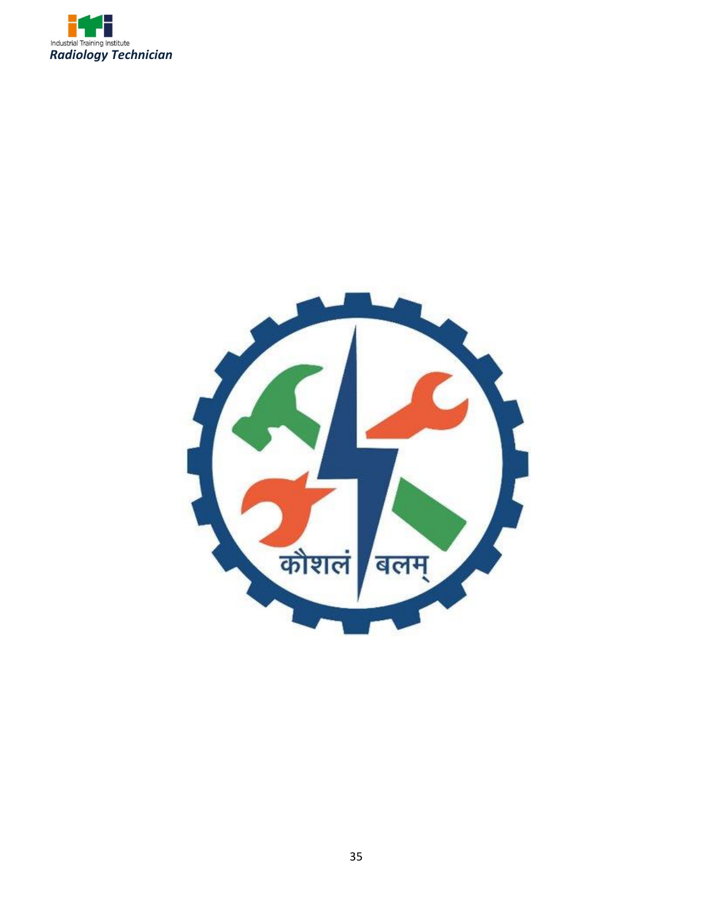कौशलं बलम्